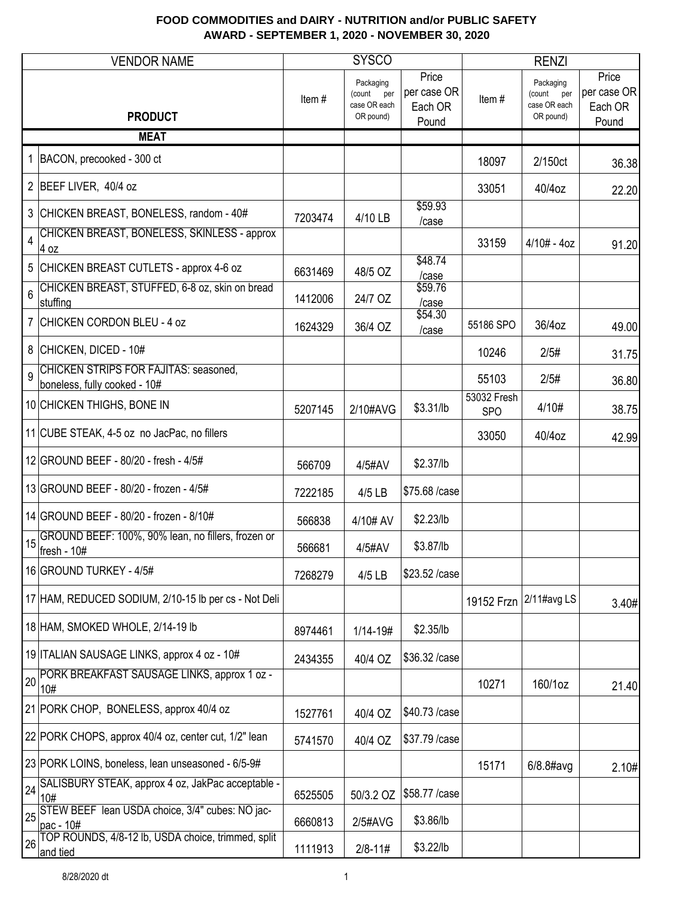# FOOD COMMODITIES and DAIRY - NUTRITION and/or PUBLIC SAFETY
## AWARD - SEPTEMBER 1, 2020 - NOVEMBER 30, 2020

| | VENDOR NAME | SYSCO | | | RENZI | | |
|---|---|---|---|---|---|---|---|
| | **PRODUCT** | Item # | Packaging (count per case OR each OR pound) | Price per case OR Each OR Pound | Item # | Packaging (count per case OR each OR pound) | Price per case OR Each OR Pound |
| | **MEAT** | | | | | | |
| 1 | BACON, precooked - 300 ct | | | | 18097 | 2/150ct | 36.38 |
| 2 | BEEF LIVER, 40/4 oz | | | | 33051 | 40/4oz | 22.20 |
| 3 | CHICKEN BREAST, BONELESS, random - 40# | 7203474 | 4/10 LB | $59.93 /case | | | |
| 4 | CHICKEN BREAST, BONELESS, SKINLESS - approx 4 oz | | | | 33159 | 4/10# - 4oz | 91.20 |
| 5 | CHICKEN BREAST CUTLETS - approx 4-6 oz | 6631469 | 48/5 OZ | $48.74 /case | | | |
| 6 | CHICKEN BREAST, STUFFED, 6-8 oz, skin on bread stuffing | 1412006 | 24/7 OZ | $59.76 /case | | | |
| 7 | CHICKEN CORDON BLEU - 4 oz | 1624329 | 36/4 OZ | $54.30 /case | 55186 SPO | 36/4oz | 49.00 |
| 8 | CHICKEN, DICED - 10# | | | | 10246 | 2/5# | 31.75 |
| 9 | CHICKEN STRIPS FOR FAJITAS: seasoned, boneless, fully cooked - 10# | | | | 55103 | 2/5# | 36.80 |
| 10 | CHICKEN THIGHS, BONE IN | 5207145 | 2/10#AVG | $3.31/lb | 53032 Fresh SPO | 4/10# | 38.75 |
| 11 | CUBE STEAK, 4-5 oz no JacPac, no fillers | | | | 33050 | 40/4oz | 42.99 |
| 12 | GROUND BEEF - 80/20 - fresh - 4/5# | 566709 | 4/5#AV | $2.37/lb | | | |
| 13 | GROUND BEEF - 80/20 - frozen - 4/5# | 7222185 | 4/5 LB | $75.68 /case | | | |
| 14 | GROUND BEEF - 80/20 - frozen - 8/10# | 566838 | 4/10# AV | $2.23/lb | | | |
| 15 | GROUND BEEF: 100%, 90% lean, no fillers, frozen or fresh - 10# | 566681 | 4/5#AV | $3.87/lb | | | |
| 16 | GROUND TURKEY - 4/5# | 7268279 | 4/5 LB | $23.52 /case | | | |
| 17 | HAM, REDUCED SODIUM, 2/10-15 lb per cs - Not Deli | | | | 19152 Frzn | 2/11#avg LS | 3.40# |
| 18 | HAM, SMOKED WHOLE, 2/14-19 lb | 8974461 | 1/14-19# | $2.35/lb | | | |
| 19 | ITALIAN SAUSAGE LINKS, approx 4 oz - 10# | 2434355 | 40/4 OZ | $36.32 /case | | | |
| 20 | PORK BREAKFAST SAUSAGE LINKS, approx 1 oz - 10# | | | | 10271 | 160/1oz | 21.40 |
| 21 | PORK CHOP, BONELESS, approx 40/4 oz | 1527761 | 40/4 OZ | $40.73 /case | | | |
| 22 | PORK CHOPS, approx 40/4 oz, center cut, 1/2" lean | 5741570 | 40/4 OZ | $37.79 /case | | | |
| 23 | PORK LOINS, boneless, lean unseasoned - 6/5-9# | | | | 15171 | 6/8.8#avg | 2.10# |
| 24 | SALISBURY STEAK, approx 4 oz, JakPac acceptable - 10# | 6525505 | 50/3.2 OZ | $58.77 /case | | | |
| 25 | STEW BEEF lean USDA choice, 3/4" cubes: NO jac-pac - 10# | 6660813 | 2/5#AVG | $3.86/lb | | | |
| 26 | TOP ROUNDS, 4/8-12 lb, USDA choice, trimmed, split and tied | 1111913 | 2/8-11# | $3.22/lb | | | |

8/28/2020 dt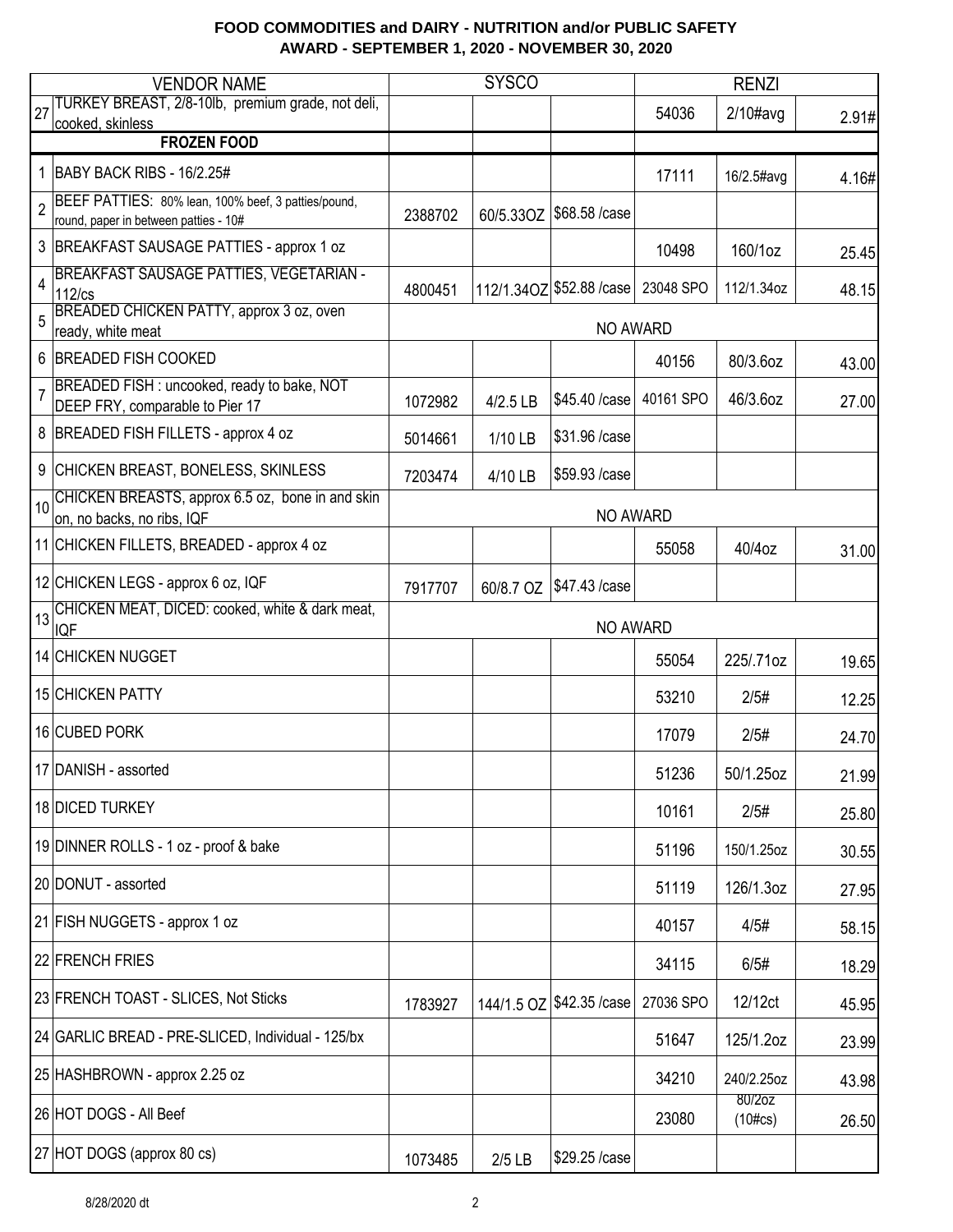**FOOD COMMODITIES and DAIRY - NUTRITION and/or PUBLIC SAFETY**
**AWARD - SEPTEMBER 1, 2020 - NOVEMBER 30, 2020**

| | VENDOR NAME | SYSCO | | | RENZI | | |
|---|---|---|---|---|---|---|---|
| 27 | TURKEY BREAST, 2/8-10lb, premium grade, not deli, cooked, skinless | | | | 54036 | 2/10#avg | 2.91# |
| | **FROZEN FOOD** | | | | | | |
| 1 | BABY BACK RIBS - 16/2.25# | | | | 17111 | 16/2.5#avg | 4.16# |
| 2 | BEEF PATTIES: 80% lean, 100% beef, 3 patties/pound, round, paper in between patties - 10# | 2388702 | 60/5.33OZ | $68.58 /case | | | |
| 3 | BREAKFAST SAUSAGE PATTIES - approx 1 oz | | | | 10498 | 160/1oz | 25.45 |
| 4 | BREAKFAST SAUSAGE PATTIES, VEGETARIAN - 112/cs | 4800451 | 112/1.34OZ | $52.88 /case | 23048 SPO | 112/1.34oz | 48.15 |
| 5 | BREADED CHICKEN PATTY, approx 3 oz, oven ready, white meat | NO AWARD | | | | | |
| 6 | BREADED FISH COOKED | | | | 40156 | 80/3.6oz | 43.00 |
| 7 | BREADED FISH : uncooked, ready to bake, NOT DEEP FRY, comparable to Pier 17 | 1072982 | 4/2.5 LB | $45.40 /case | 40161 SPO | 46/3.6oz | 27.00 |
| 8 | BREADED FISH FILLETS - approx 4 oz | 5014661 | 1/10 LB | $31.96 /case | | | |
| 9 | CHICKEN BREAST, BONELESS, SKINLESS | 7203474 | 4/10 LB | $59.93 /case | | | |
| 10 | CHICKEN BREASTS, approx 6.5 oz, bone in and skin on, no backs, no ribs, IQF | NO AWARD | | | | | |
| 11 | CHICKEN FILLETS, BREADED - approx 4 oz | | | | 55058 | 40/4oz | 31.00 |
| 12 | CHICKEN LEGS - approx 6 oz, IQF | 7917707 | 60/8.7 OZ | $47.43 /case | | | |
| 13 | CHICKEN MEAT, DICED: cooked, white & dark meat, IQF | NO AWARD | | | | | |
| 14 | CHICKEN NUGGET | | | | 55054 | 225/.71oz | 19.65 |
| 15 | CHICKEN PATTY | | | | 53210 | 2/5# | 12.25 |
| 16 | CUBED PORK | | | | 17079 | 2/5# | 24.70 |
| 17 | DANISH - assorted | | | | 51236 | 50/1.25oz | 21.99 |
| 18 | DICED TURKEY | | | | 10161 | 2/5# | 25.80 |
| 19 | DINNER ROLLS - 1 oz - proof & bake | | | | 51196 | 150/1.25oz | 30.55 |
| 20 | DONUT - assorted | | | | 51119 | 126/1.3oz | 27.95 |
| 21 | FISH NUGGETS - approx 1 oz | | | | 40157 | 4/5# | 58.15 |
| 22 | FRENCH FRIES | | | | 34115 | 6/5# | 18.29 |
| 23 | FRENCH TOAST - SLICES, Not Sticks | 1783927 | 144/1.5 OZ | $42.35 /case | 27036 SPO | 12/12ct | 45.95 |
| 24 | GARLIC BREAD - PRE-SLICED, Individual - 125/bx | | | | 51647 | 125/1.2oz | 23.99 |
| 25 | HASHBROWN - approx 2.25 oz | | | | 34210 | 240/2.25oz | 43.98 |
| 26 | HOT DOGS - All Beef | | | | 23080 | 80/2oz (10#cs) | 26.50 |
| 27 | HOT DOGS (approx 80 cs) | 1073485 | 2/5 LB | $29.25 /case | | | |

8/28/2020 dt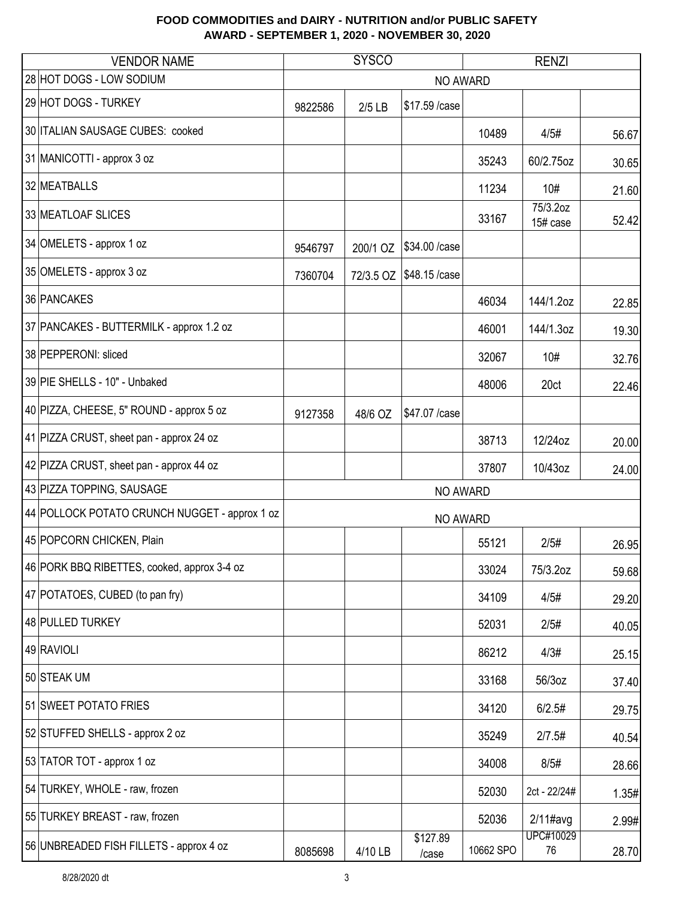**FOOD COMMODITIES and DAIRY - NUTRITION and/or PUBLIC SAFETY**
**AWARD - SEPTEMBER 1, 2020 - NOVEMBER 30, 2020**

| | VENDOR NAME | SYSCO | | | RENZI | | |
|---|---|---|---|---|---|---|---|
| 28 | HOT DOGS - LOW SODIUM | NO AWARD | | | | | |
| 29 | HOT DOGS - TURKEY | 9822586 | 2/5 LB | $17.59 /case | | | |
| 30 | ITALIAN SAUSAGE CUBES: cooked | | | | 10489 | 4/5# | 56.67 |
| 31 | MANICOTTI - approx 3 oz | | | | 35243 | 60/2.75oz | 30.65 |
| 32 | MEATBALLS | | | | 11234 | 10# | 21.60 |
| 33 | MEATLOAF SLICES | | | | 33167 | 75/3.2oz 15# case | 52.42 |
| 34 | OMELETS - approx 1 oz | 9546797 | 200/1 OZ | $34.00 /case | | | |
| 35 | OMELETS - approx 3 oz | 7360704 | 72/3.5 OZ | $48.15 /case | | | |
| 36 | PANCAKES | | | | 46034 | 144/1.2oz | 22.85 |
| 37 | PANCAKES - BUTTERMILK - approx 1.2 oz | | | | 46001 | 144/1.3oz | 19.30 |
| 38 | PEPPERONI: sliced | | | | 32067 | 10# | 32.76 |
| 39 | PIE SHELLS - 10" - Unbaked | | | | 48006 | 20ct | 22.46 |
| 40 | PIZZA, CHEESE, 5" ROUND - approx 5 oz | 9127358 | 48/6 OZ | $47.07 /case | | | |
| 41 | PIZZA CRUST, sheet pan - approx 24 oz | | | | 38713 | 12/24oz | 20.00 |
| 42 | PIZZA CRUST, sheet pan - approx 44 oz | | | | 37807 | 10/43oz | 24.00 |
| 43 | PIZZA TOPPING, SAUSAGE | NO AWARD | | | | | |
| 44 | POLLOCK POTATO CRUNCH NUGGET - approx 1 oz | NO AWARD | | | | | |
| 45 | POPCORN CHICKEN, Plain | | | | 55121 | 2/5# | 26.95 |
| 46 | PORK BBQ RIBETTES, cooked, approx 3-4 oz | | | | 33024 | 75/3.2oz | 59.68 |
| 47 | POTATOES, CUBED (to pan fry) | | | | 34109 | 4/5# | 29.20 |
| 48 | PULLED TURKEY | | | | 52031 | 2/5# | 40.05 |
| 49 | RAVIOLI | | | | 86212 | 4/3# | 25.15 |
| 50 | STEAK UM | | | | 33168 | 56/3oz | 37.40 |
| 51 | SWEET POTATO FRIES | | | | 34120 | 6/2.5# | 29.75 |
| 52 | STUFFED SHELLS - approx 2 oz | | | | 35249 | 2/7.5# | 40.54 |
| 53 | TATOR TOT - approx 1 oz | | | | 34008 | 8/5# | 28.66 |
| 54 | TURKEY, WHOLE - raw, frozen | | | | 52030 | 2ct - 22/24# | 1.35# |
| 55 | TURKEY BREAST - raw, frozen | | | | 52036 | 2/11#avg | 2.99# |
| 56 | UNBREADED FISH FILLETS - approx 4 oz | 8085698 | 4/10 LB | $127.89 /case | 10662 SPO | UPC#1002976 | 28.70 |

8/28/2020 dt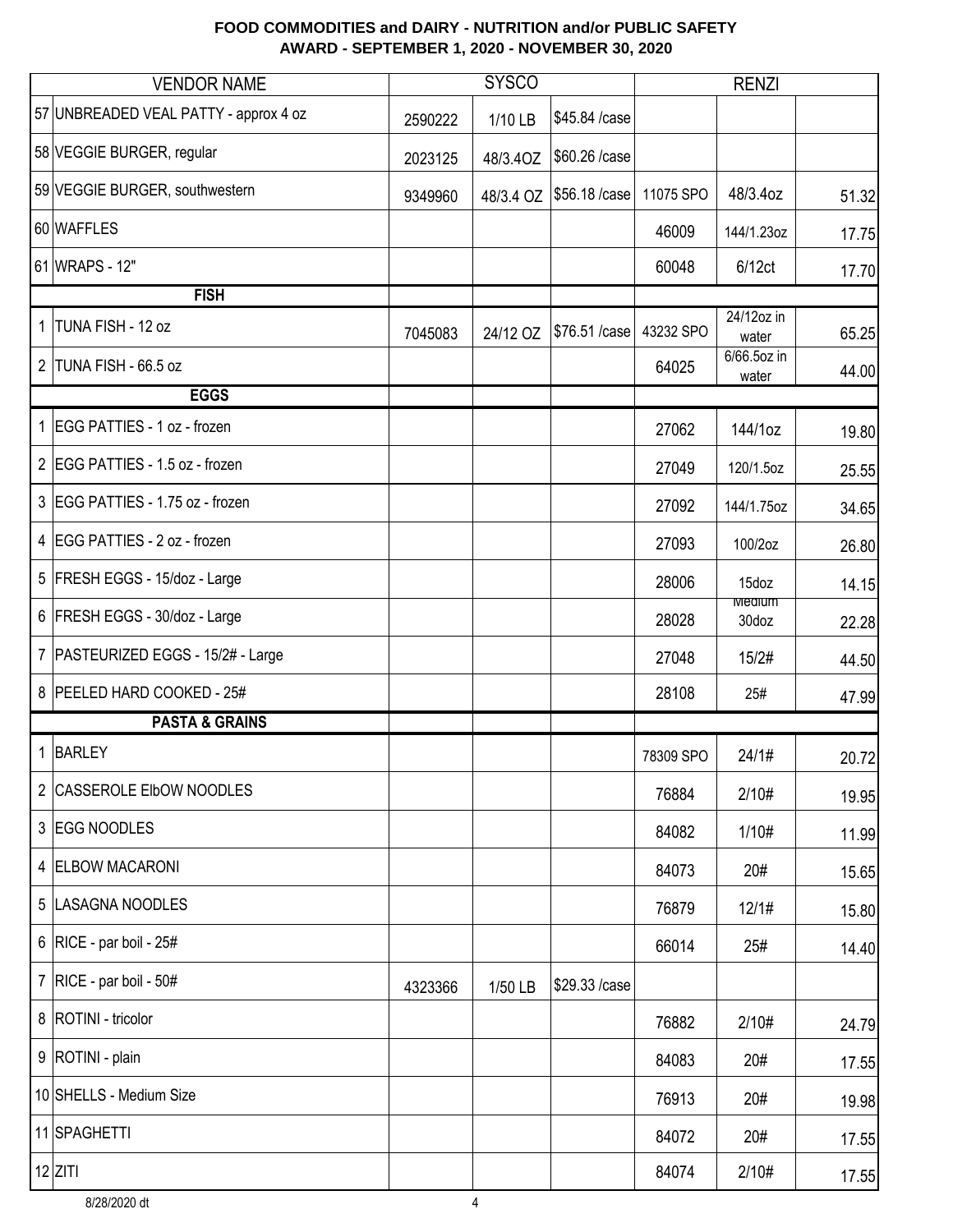**FOOD COMMODITIES and DAIRY - NUTRITION and/or PUBLIC SAFETY**
**AWARD - SEPTEMBER 1, 2020 - NOVEMBER 30, 2020**

| | VENDOR NAME | SYSCO | | | RENZI | | |
|---|---|---|---|---|---|---|---|
| 57 | UNBREADED VEAL PATTY - approx 4 oz | 2590222 | 1/10 LB | $45.84 /case | | | |
| 58 | VEGGIE BURGER, regular | 2023125 | 48/3.4OZ | $60.26 /case | | | |
| 59 | VEGGIE BURGER, southwestern | 9349960 | 48/3.4 OZ | $56.18 /case | 11075 SPO | 48/3.4oz | 51.32 |
| 60 | WAFFLES | | | | 46009 | 144/1.23oz | 17.75 |
| 61 | WRAPS - 12" | | | | 60048 | 6/12ct | 17.70 |
| | **FISH** | | | | | | |
| 1 | TUNA FISH - 12 oz | 7045083 | 24/12 OZ | $76.51 /case | 43232 SPO | 24/12oz in water | 65.25 |
| 2 | TUNA FISH - 66.5 oz | | | | 64025 | 6/66.5oz in water | 44.00 |
| | **EGGS** | | | | | | |
| 1 | EGG PATTIES - 1 oz - frozen | | | | 27062 | 144/1oz | 19.80 |
| 2 | EGG PATTIES - 1.5 oz - frozen | | | | 27049 | 120/1.5oz | 25.55 |
| 3 | EGG PATTIES - 1.75 oz - frozen | | | | 27092 | 144/1.75oz | 34.65 |
| 4 | EGG PATTIES - 2 oz - frozen | | | | 27093 | 100/2oz | 26.80 |
| 5 | FRESH EGGS - 15/doz - Large | | | | 28006 | 15doz | 14.15 |
| 6 | FRESH EGGS - 30/doz - Large | | | | 28028 | Medium 30doz | 22.28 |
| 7 | PASTEURIZED EGGS - 15/2# - Large | | | | 27048 | 15/2# | 44.50 |
| 8 | PEELED HARD COOKED - 25# | | | | 28108 | 25# | 47.99 |
| | **PASTA & GRAINS** | | | | | | |
| 1 | BARLEY | | | | 78309 SPO | 24/1# | 20.72 |
| 2 | CASSEROLE ElbOW NOODLES | | | | 76884 | 2/10# | 19.95 |
| 3 | EGG NOODLES | | | | 84082 | 1/10# | 11.99 |
| 4 | ELBOW MACARONI | | | | 84073 | 20# | 15.65 |
| 5 | LASAGNA NOODLES | | | | 76879 | 12/1# | 15.80 |
| 6 | RICE - par boil - 25# | | | | 66014 | 25# | 14.40 |
| 7 | RICE - par boil - 50# | 4323366 | 1/50 LB | $29.33 /case | | | |
| 8 | ROTINI - tricolor | | | | 76882 | 2/10# | 24.79 |
| 9 | ROTINI - plain | | | | 84083 | 20# | 17.55 |
| 10 | SHELLS - Medium Size | | | | 76913 | 20# | 19.98 |
| 11 | SPAGHETTI | | | | 84072 | 20# | 17.55 |
| 12 | ZITI | | | | 84074 | 2/10# | 17.55 |

8/28/2020 dt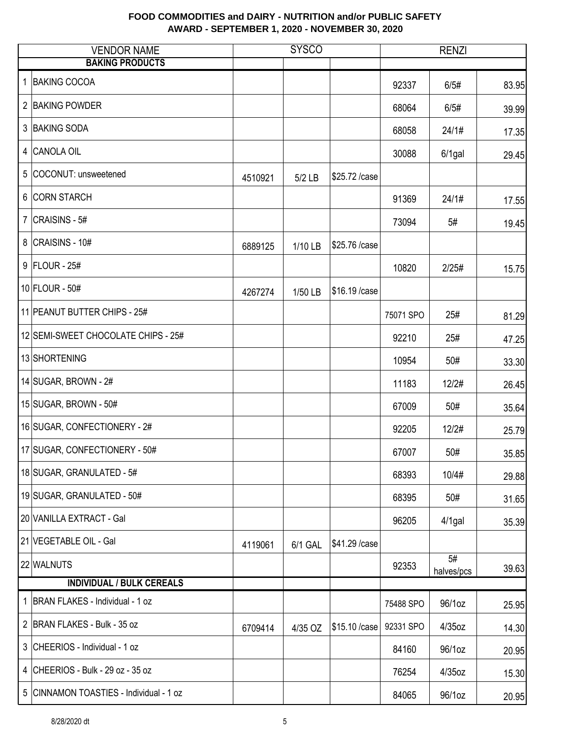**FOOD COMMODITIES and DAIRY - NUTRITION and/or PUBLIC SAFETY**
**AWARD - SEPTEMBER 1, 2020 - NOVEMBER 30, 2020**

| | VENDOR NAME | SYSCO | | | RENZI | | |
|---|---|---|---|---|---|---|---|
| | **BAKING PRODUCTS** | | | | | | |
| 1 | BAKING COCOA | | | | 92337 | 6/5# | 83.95 |
| 2 | BAKING POWDER | | | | 68064 | 6/5# | 39.99 |
| 3 | BAKING SODA | | | | 68058 | 24/1# | 17.35 |
| 4 | CANOLA OIL | | | | 30088 | 6/1gal | 29.45 |
| 5 | COCONUT: unsweetened | 4510921 | 5/2 LB | $25.72 /case | | | |
| 6 | CORN STARCH | | | | 91369 | 24/1# | 17.55 |
| 7 | CRAISINS - 5# | | | | 73094 | 5# | 19.45 |
| 8 | CRAISINS - 10# | 6889125 | 1/10 LB | $25.76 /case | | | |
| 9 | FLOUR - 25# | | | | 10820 | 2/25# | 15.75 |
| 10 | FLOUR - 50# | 4267274 | 1/50 LB | $16.19 /case | | | |
| 11 | PEANUT BUTTER CHIPS - 25# | | | | 75071 SPO | 25# | 81.29 |
| 12 | SEMI-SWEET CHOCOLATE CHIPS - 25# | | | | 92210 | 25# | 47.25 |
| 13 | SHORTENING | | | | 10954 | 50# | 33.30 |
| 14 | SUGAR, BROWN - 2# | | | | 11183 | 12/2# | 26.45 |
| 15 | SUGAR, BROWN - 50# | | | | 67009 | 50# | 35.64 |
| 16 | SUGAR, CONFECTIONERY - 2# | | | | 92205 | 12/2# | 25.79 |
| 17 | SUGAR, CONFECTIONERY - 50# | | | | 67007 | 50# | 35.85 |
| 18 | SUGAR, GRANULATED - 5# | | | | 68393 | 10/4# | 29.88 |
| 19 | SUGAR, GRANULATED - 50# | | | | 68395 | 50# | 31.65 |
| 20 | VANILLA EXTRACT - Gal | | | | 96205 | 4/1gal | 35.39 |
| 21 | VEGETABLE OIL - Gal | 4119061 | 6/1 GAL | $41.29 /case | | | |
| 22 | WALNUTS | | | | 92353 | 5# halves/pcs | 39.63 |
| | **INDIVIDUAL / BULK CEREALS** | | | | | | |
| 1 | BRAN FLAKES - Individual - 1 oz | | | | 75488 SPO | 96/1oz | 25.95 |
| 2 | BRAN FLAKES - Bulk - 35 oz | 6709414 | 4/35 OZ | $15.10 /case | 92331 SPO | 4/35oz | 14.30 |
| 3 | CHEERIOS - Individual - 1 oz | | | | 84160 | 96/1oz | 20.95 |
| 4 | CHEERIOS - Bulk - 29 oz - 35 oz | | | | 76254 | 4/35oz | 15.30 |
| 5 | CINNAMON TOASTIES - Individual - 1 oz | | | | 84065 | 96/1oz | 20.95 |

8/28/2020 dt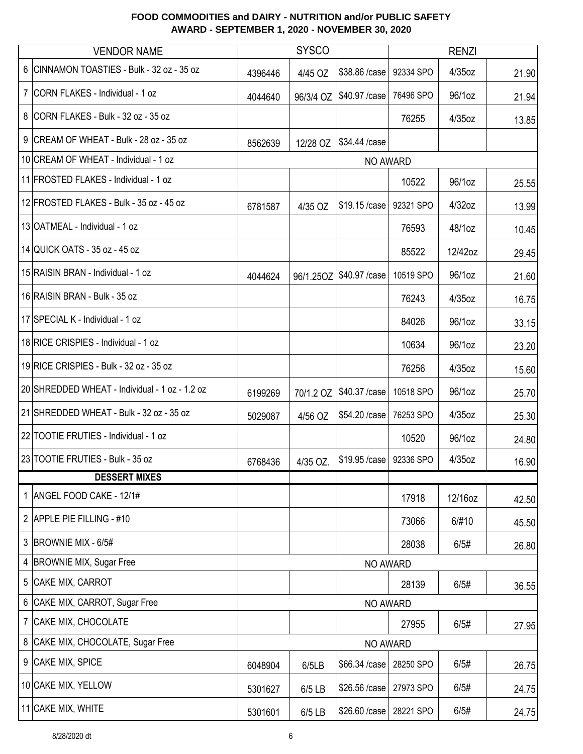# FOOD COMMODITIES and DAIRY - NUTRITION and/or PUBLIC SAFETY
## AWARD - SEPTEMBER 1, 2020 - NOVEMBER 30, 2020

| | VENDOR NAME | SYSCO | | | RENZI | | |
|---|---|---|---|---|---|---|---|
| 6 | CINNAMON TOASTIES - Bulk - 32 oz - 35 oz | 4396446 | 4/45 OZ | $38.86 /case | 92334 SPO | 4/35oz | 21.90 |
| 7 | CORN FLAKES - Individual - 1 oz | 4044640 | 96/3/4 OZ | $40.97 /case | 76496 SPO | 96/1oz | 21.94 |
| 8 | CORN FLAKES - Bulk - 32 oz - 35 oz | | | | 76255 | 4/35oz | 13.85 |
| 9 | CREAM OF WHEAT - Bulk - 28 oz - 35 oz | 8562639 | 12/28 OZ | $34.44 /case | | | |
| 10 | CREAM OF WHEAT - Individual - 1 oz | NO AWARD | | | | | |
| 11 | FROSTED FLAKES - Individual - 1 oz | | | | 10522 | 96/1oz | 25.55 |
| 12 | FROSTED FLAKES - Bulk - 35 oz - 45 oz | 6781587 | 4/35 OZ | $19.15 /case | 92321 SPO | 4/32oz | 13.99 |
| 13 | OATMEAL - Individual - 1 oz | | | | 76593 | 48/1oz | 10.45 |
| 14 | QUICK OATS - 35 oz - 45 oz | | | | 85522 | 12/42oz | 29.45 |
| 15 | RAISIN BRAN - Individual - 1 oz | 4044624 | 96/1.25OZ | $40.97 /case | 10519 SPO | 96/1oz | 21.60 |
| 16 | RAISIN BRAN - Bulk - 35 oz | | | | 76243 | 4/35oz | 16.75 |
| 17 | SPECIAL K - Individual - 1 oz | | | | 84026 | 96/1oz | 33.15 |
| 18 | RICE CRISPIES - Individual - 1 oz | | | | 10634 | 96/1oz | 23.20 |
| 19 | RICE CRISPIES - Bulk - 32 oz - 35 oz | | | | 76256 | 4/35oz | 15.60 |
| 20 | SHREDDED WHEAT - Individual - 1 oz - 1.2 oz | 6199269 | 70/1.2 OZ | $40.37 /case | 10518 SPO | 96/1oz | 25.70 |
| 21 | SHREDDED WHEAT - Bulk - 32 oz - 35 oz | 5029087 | 4/56 OZ | $54.20 /case | 76253 SPO | 4/35oz | 25.30 |
| 22 | TOOTIE FRUTIES - Individual - 1 oz | | | | 10520 | 96/1oz | 24.80 |
| 23 | TOOTIE FRUTIES - Bulk - 35 oz | 6768436 | 4/35 OZ. | $19.95 /case | 92336 SPO | 4/35oz | 16.90 |
| | **DESSERT MIXES** | | | | | | |
| 1 | ANGEL FOOD CAKE - 12/1# | | | | 17918 | 12/16oz | 42.50 |
| 2 | APPLE PIE FILLING - #10 | | | | 73066 | 6/#10 | 45.50 |
| 3 | BROWNIE MIX - 6/5# | | | | 28038 | 6/5# | 26.80 |
| 4 | BROWNIE MIX, Sugar Free | NO AWARD | | | | | |
| 5 | CAKE MIX, CARROT | | | | 28139 | 6/5# | 36.55 |
| 6 | CAKE MIX, CARROT, Sugar Free | NO AWARD | | | | | |
| 7 | CAKE MIX, CHOCOLATE | | | | 27955 | 6/5# | 27.95 |
| 8 | CAKE MIX, CHOCOLATE, Sugar Free | NO AWARD | | | | | |
| 9 | CAKE MIX, SPICE | 6048904 | 6/5LB | $66.34 /case | 28250 SPO | 6/5# | 26.75 |
| 10 | CAKE MIX, YELLOW | 5301627 | 6/5 LB | $26.56 /case | 27973 SPO | 6/5# | 24.75 |
| 11 | CAKE MIX, WHITE | 5301601 | 6/5 LB | $26.60 /case | 28221 SPO | 6/5# | 24.75 |

8/28/2020 dt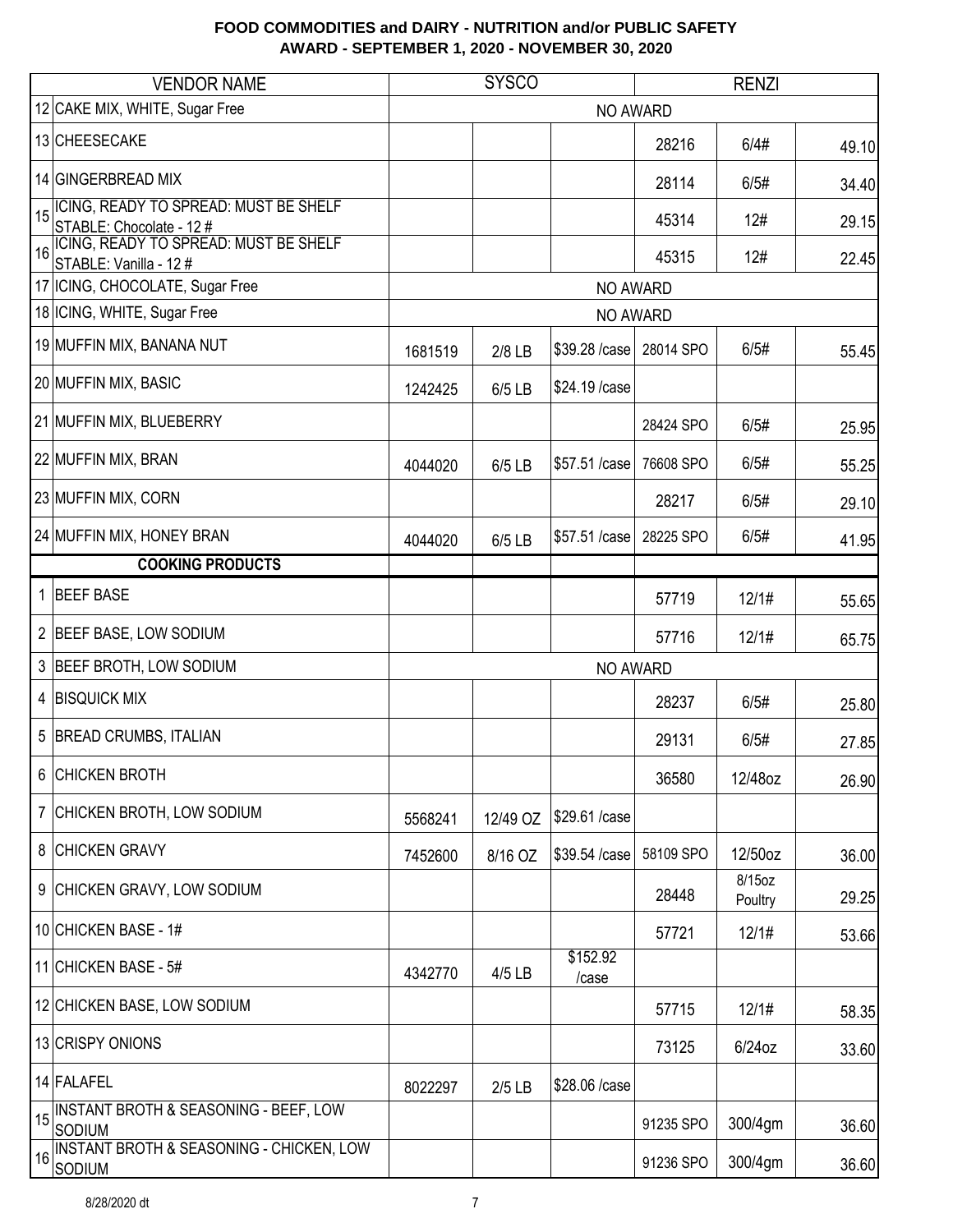# FOOD COMMODITIES and DAIRY - NUTRITION and/or PUBLIC SAFETY
## AWARD - SEPTEMBER 1, 2020 - NOVEMBER 30, 2020

| # | VENDOR NAME | SYSCO | | | RENZI | | |
|---|---|---|---|---|---|---|---|
| 12 | CAKE MIX, WHITE, Sugar Free | NO AWARD | | | | | |
| 13 | CHEESECAKE | | | | 28216 | 6/4# | 49.10 |
| 14 | GINGERBREAD MIX | | | | 28114 | 6/5# | 34.40 |
| 15 | ICING, READY TO SPREAD: MUST BE SHELF STABLE: Chocolate - 12 # | | | | 45314 | 12# | 29.15 |
| 16 | ICING, READY TO SPREAD: MUST BE SHELF STABLE: Vanilla - 12 # | | | | 45315 | 12# | 22.45 |
| 17 | ICING, CHOCOLATE, Sugar Free | NO AWARD | | | | | |
| 18 | ICING, WHITE, Sugar Free | NO AWARD | | | | | |
| 19 | MUFFIN MIX, BANANA NUT | 1681519 | 2/8 LB | $39.28 /case | 28014 SPO | 6/5# | 55.45 |
| 20 | MUFFIN MIX, BASIC | 1242425 | 6/5 LB | $24.19 /case | | | |
| 21 | MUFFIN MIX, BLUEBERRY | | | | 28424 SPO | 6/5# | 25.95 |
| 22 | MUFFIN MIX, BRAN | 4044020 | 6/5 LB | $57.51 /case | 76608 SPO | 6/5# | 55.25 |
| 23 | MUFFIN MIX, CORN | | | | 28217 | 6/5# | 29.10 |
| 24 | MUFFIN MIX, HONEY BRAN | 4044020 | 6/5 LB | $57.51 /case | 28225 SPO | 6/5# | 41.95 |
| | **COOKING PRODUCTS** | | | | | | |
| 1 | BEEF BASE | | | | 57719 | 12/1# | 55.65 |
| 2 | BEEF BASE, LOW SODIUM | | | | 57716 | 12/1# | 65.75 |
| 3 | BEEF BROTH, LOW SODIUM | NO AWARD | | | | | |
| 4 | BISQUICK MIX | | | | 28237 | 6/5# | 25.80 |
| 5 | BREAD CRUMBS, ITALIAN | | | | 29131 | 6/5# | 27.85 |
| 6 | CHICKEN BROTH | | | | 36580 | 12/48oz | 26.90 |
| 7 | CHICKEN BROTH, LOW SODIUM | 5568241 | 12/49 OZ | $29.61 /case | | | |
| 8 | CHICKEN GRAVY | 7452600 | 8/16 OZ | $39.54 /case | 58109 SPO | 12/50oz | 36.00 |
| 9 | CHICKEN GRAVY, LOW SODIUM | | | | 28448 | 8/15oz Poultry | 29.25 |
| 10 | CHICKEN BASE - 1# | | | | 57721 | 12/1# | 53.66 |
| 11 | CHICKEN BASE - 5# | 4342770 | 4/5 LB | $152.92 /case | | | |
| 12 | CHICKEN BASE, LOW SODIUM | | | | 57715 | 12/1# | 58.35 |
| 13 | CRISPY ONIONS | | | | 73125 | 6/24oz | 33.60 |
| 14 | FALAFEL | 8022297 | 2/5 LB | $28.06 /case | | | |
| 15 | INSTANT BROTH & SEASONING - BEEF, LOW SODIUM | | | | 91235 SPO | 300/4gm | 36.60 |
| 16 | INSTANT BROTH & SEASONING - CHICKEN, LOW SODIUM | | | | 91236 SPO | 300/4gm | 36.60 |

8/28/2020 dt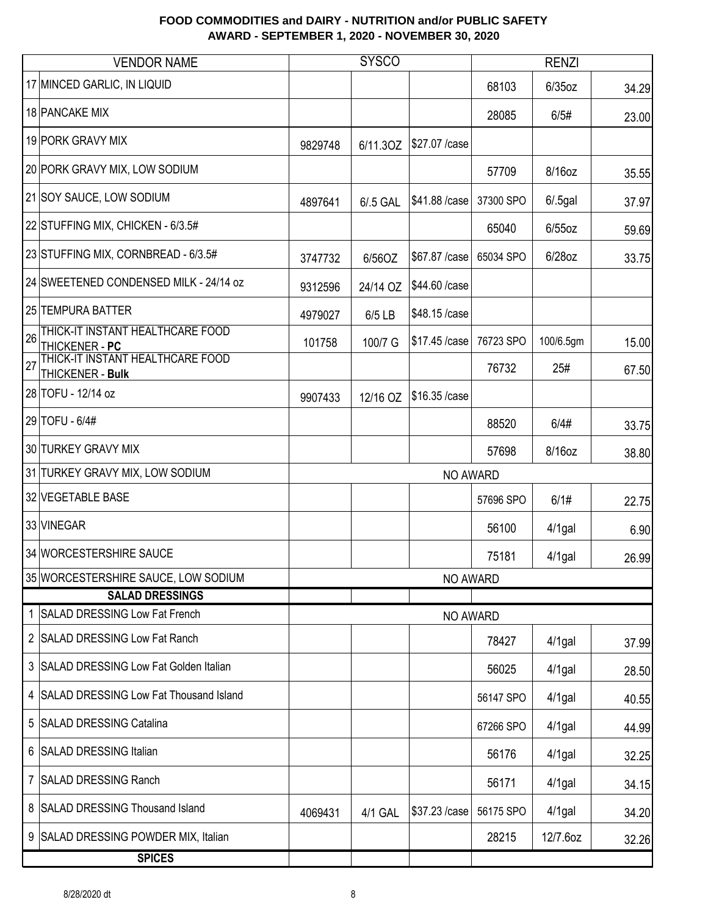**FOOD COMMODITIES and DAIRY - NUTRITION and/or PUBLIC SAFETY**
**AWARD - SEPTEMBER 1, 2020 - NOVEMBER 30, 2020**

| | VENDOR NAME | SYSCO | | | RENZI | | |
|---|---|---|---|---|---|---|---|
| 17 | MINCED GARLIC, IN LIQUID | | | | 68103 | 6/35oz | 34.29 |
| 18 | PANCAKE MIX | | | | 28085 | 6/5# | 23.00 |
| 19 | PORK GRAVY MIX | 9829748 | 6/11.3OZ | $27.07 /case | | | |
| 20 | PORK GRAVY MIX, LOW SODIUM | | | | 57709 | 8/16oz | 35.55 |
| 21 | SOY SAUCE, LOW SODIUM | 4897641 | 6/.5 GAL | $41.88 /case | 37300 SPO | 6/.5gal | 37.97 |
| 22 | STUFFING MIX, CHICKEN - 6/3.5# | | | | 65040 | 6/55oz | 59.69 |
| 23 | STUFFING MIX, CORNBREAD - 6/3.5# | 3747732 | 6/56OZ | $67.87 /case | 65034 SPO | 6/28oz | 33.75 |
| 24 | SWEETENED CONDENSED MILK - 24/14 oz | 9312596 | 24/14 OZ | $44.60 /case | | | |
| 25 | TEMPURA BATTER | 4979027 | 6/5 LB | $48.15 /case | | | |
| 26 | THICK-IT INSTANT HEALTHCARE FOOD THICKENER - **PC** | 101758 | 100/7 G | $17.45 /case | 76723 SPO | 100/6.5gm | 15.00 |
| 27 | THICK-IT INSTANT HEALTHCARE FOOD THICKENER - **Bulk** | | | | 76732 | 25# | 67.50 |
| 28 | TOFU - 12/14 oz | 9907433 | 12/16 OZ | $16.35 /case | | | |
| 29 | TOFU - 6/4# | | | | 88520 | 6/4# | 33.75 |
| 30 | TURKEY GRAVY MIX | | | | 57698 | 8/16oz | 38.80 |
| 31 | TURKEY GRAVY MIX, LOW SODIUM | NO AWARD | | | | | |
| 32 | VEGETABLE BASE | | | | 57696 SPO | 6/1# | 22.75 |
| 33 | VINEGAR | | | | 56100 | 4/1gal | 6.90 |
| 34 | WORCESTERSHIRE SAUCE | | | | 75181 | 4/1gal | 26.99 |
| 35 | WORCESTERSHIRE SAUCE, LOW SODIUM | NO AWARD | | | | | |
| | **SALAD DRESSINGS** | | | | | | |
| 1 | SALAD DRESSING Low Fat French | NO AWARD | | | | | |
| 2 | SALAD DRESSING Low Fat Ranch | | | | 78427 | 4/1gal | 37.99 |
| 3 | SALAD DRESSING Low Fat Golden Italian | | | | 56025 | 4/1gal | 28.50 |
| 4 | SALAD DRESSING Low Fat Thousand Island | | | | 56147 SPO | 4/1gal | 40.55 |
| 5 | SALAD DRESSING Catalina | | | | 67266 SPO | 4/1gal | 44.99 |
| 6 | SALAD DRESSING Italian | | | | 56176 | 4/1gal | 32.25 |
| 7 | SALAD DRESSING Ranch | | | | 56171 | 4/1gal | 34.15 |
| 8 | SALAD DRESSING Thousand Island | 4069431 | 4/1 GAL | $37.23 /case | 56175 SPO | 4/1gal | 34.20 |
| 9 | SALAD DRESSING POWDER MIX, Italian | | | | 28215 | 12/7.6oz | 32.26 |
| | **SPICES** | | | | | | |

8/28/2020 dt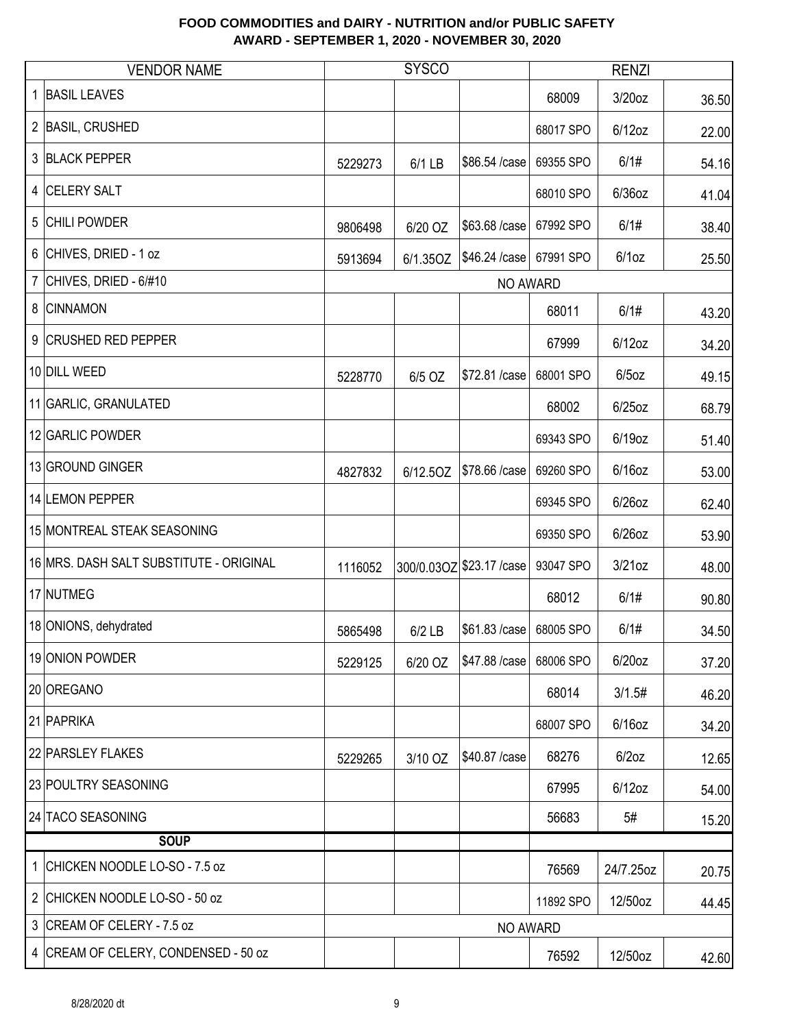**FOOD COMMODITIES and DAIRY - NUTRITION and/or PUBLIC SAFETY**
**AWARD - SEPTEMBER 1, 2020 - NOVEMBER 30, 2020**

| | VENDOR NAME | SYSCO | | | RENZI | | |
|---|---|---|---|---|---|---|---|
| 1 | BASIL LEAVES | | | | 68009 | 3/20oz | 36.50 |
| 2 | BASIL, CRUSHED | | | | 68017 SPO | 6/12oz | 22.00 |
| 3 | BLACK PEPPER | 5229273 | 6/1 LB | $86.54 /case | 69355 SPO | 6/1# | 54.16 |
| 4 | CELERY SALT | | | | 68010 SPO | 6/36oz | 41.04 |
| 5 | CHILI POWDER | 9806498 | 6/20 OZ | $63.68 /case | 67992 SPO | 6/1# | 38.40 |
| 6 | CHIVES, DRIED - 1 oz | 5913694 | 6/1.35OZ | $46.24 /case | 67991 SPO | 6/1oz | 25.50 |
| 7 | CHIVES, DRIED - 6/#10 | NO AWARD | | | | | |
| 8 | CINNAMON | | | | 68011 | 6/1# | 43.20 |
| 9 | CRUSHED RED PEPPER | | | | 67999 | 6/12oz | 34.20 |
| 10 | DILL WEED | 5228770 | 6/5 OZ | $72.81 /case | 68001 SPO | 6/5oz | 49.15 |
| 11 | GARLIC, GRANULATED | | | | 68002 | 6/25oz | 68.79 |
| 12 | GARLIC POWDER | | | | 69343 SPO | 6/19oz | 51.40 |
| 13 | GROUND GINGER | 4827832 | 6/12.5OZ | $78.66 /case | 69260 SPO | 6/16oz | 53.00 |
| 14 | LEMON PEPPER | | | | 69345 SPO | 6/26oz | 62.40 |
| 15 | MONTREAL STEAK SEASONING | | | | 69350 SPO | 6/26oz | 53.90 |
| 16 | MRS. DASH SALT SUBSTITUTE - ORIGINAL | 1116052 | 300/0.03OZ | $23.17 /case | 93047 SPO | 3/21oz | 48.00 |
| 17 | NUTMEG | | | | 68012 | 6/1# | 90.80 |
| 18 | ONIONS, dehydrated | 5865498 | 6/2 LB | $61.83 /case | 68005 SPO | 6/1# | 34.50 |
| 19 | ONION POWDER | 5229125 | 6/20 OZ | $47.88 /case | 68006 SPO | 6/20oz | 37.20 |
| 20 | OREGANO | | | | 68014 | 3/1.5# | 46.20 |
| 21 | PAPRIKA | | | | 68007 SPO | 6/16oz | 34.20 |
| 22 | PARSLEY FLAKES | 5229265 | 3/10 OZ | $40.87 /case | 68276 | 6/2oz | 12.65 |
| 23 | POULTRY SEASONING | | | | 67995 | 6/12oz | 54.00 |
| 24 | TACO SEASONING | | | | 56683 | 5# | 15.20 |
| | **SOUP** | | | | | | |
| 1 | CHICKEN NOODLE LO-SO - 7.5 oz | | | | 76569 | 24/7.25oz | 20.75 |
| 2 | CHICKEN NOODLE LO-SO - 50 oz | | | | 11892 SPO | 12/50oz | 44.45 |
| 3 | CREAM OF CELERY - 7.5 oz | NO AWARD | | | | | |
| 4 | CREAM OF CELERY, CONDENSED - 50 oz | | | | 76592 | 12/50oz | 42.60 |

8/28/2020 dt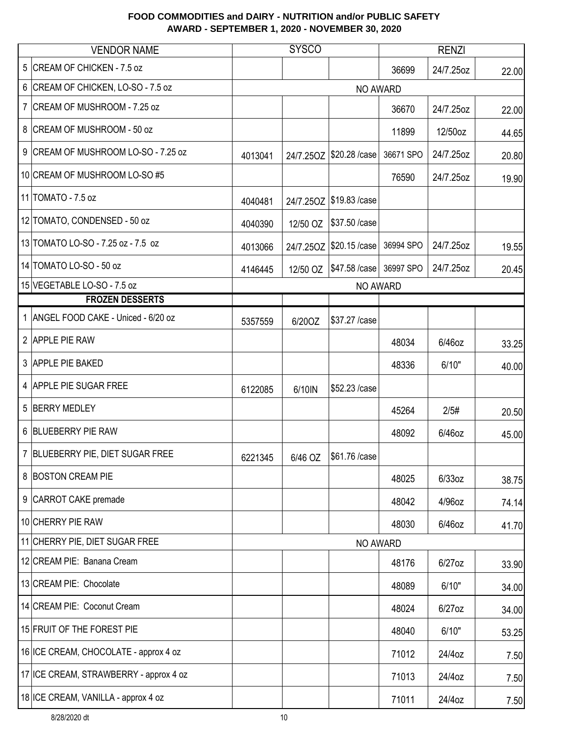**FOOD COMMODITIES and DAIRY - NUTRITION and/or PUBLIC SAFETY**
**AWARD - SEPTEMBER 1, 2020 - NOVEMBER 30, 2020**

| | VENDOR NAME | SYSCO | | | RENZI | | |
|---|---|---|---|---|---|---|---|
| 5 | CREAM OF CHICKEN - 7.5 oz | | | | 36699 | 24/7.25oz | 22.00 |
| 6 | CREAM OF CHICKEN, LO-SO - 7.5 oz | NO AWARD | | | | | |
| 7 | CREAM OF MUSHROOM - 7.25 oz | | | | 36670 | 24/7.25oz | 22.00 |
| 8 | CREAM OF MUSHROOM - 50 oz | | | | 11899 | 12/50oz | 44.65 |
| 9 | CREAM OF MUSHROOM LO-SO - 7.25 oz | 4013041 | 24/7.25OZ | $20.28 /case | 36671 SPO | 24/7.25oz | 20.80 |
| 10 | CREAM OF MUSHROOM LO-SO #5 | | | | 76590 | 24/7.25oz | 19.90 |
| 11 | TOMATO - 7.5 oz | 4040481 | 24/7.25OZ | $19.83 /case | | | |
| 12 | TOMATO, CONDENSED - 50 oz | 4040390 | 12/50 OZ | $37.50 /case | | | |
| 13 | TOMATO LO-SO - 7.25 oz - 7.5 oz | 4013066 | 24/7.25OZ | $20.15 /case | 36994 SPO | 24/7.25oz | 19.55 |
| 14 | TOMATO LO-SO - 50 oz | 4146445 | 12/50 OZ | $47.58 /case | 36997 SPO | 24/7.25oz | 20.45 |
| 15 | VEGETABLE LO-SO - 7.5 oz | NO AWARD | | | | | |
| | **FROZEN DESSERTS** | | | | | | |
| 1 | ANGEL FOOD CAKE - Uniced - 6/20 oz | 5357559 | 6/20OZ | $37.27 /case | | | |
| 2 | APPLE PIE RAW | | | | 48034 | 6/46oz | 33.25 |
| 3 | APPLE PIE BAKED | | | | 48336 | 6/10" | 40.00 |
| 4 | APPLE PIE SUGAR FREE | 6122085 | 6/10IN | $52.23 /case | | | |
| 5 | BERRY MEDLEY | | | | 45264 | 2/5# | 20.50 |
| 6 | BLUEBERRY PIE RAW | | | | 48092 | 6/46oz | 45.00 |
| 7 | BLUEBERRY PIE, DIET SUGAR FREE | 6221345 | 6/46 OZ | $61.76 /case | | | |
| 8 | BOSTON CREAM PIE | | | | 48025 | 6/33oz | 38.75 |
| 9 | CARROT CAKE premade | | | | 48042 | 4/96oz | 74.14 |
| 10 | CHERRY PIE RAW | | | | 48030 | 6/46oz | 41.70 |
| 11 | CHERRY PIE, DIET SUGAR FREE | NO AWARD | | | | | |
| 12 | CREAM PIE: Banana Cream | | | | 48176 | 6/27oz | 33.90 |
| 13 | CREAM PIE: Chocolate | | | | 48089 | 6/10" | 34.00 |
| 14 | CREAM PIE: Coconut Cream | | | | 48024 | 6/27oz | 34.00 |
| 15 | FRUIT OF THE FOREST PIE | | | | 48040 | 6/10" | 53.25 |
| 16 | ICE CREAM, CHOCOLATE - approx 4 oz | | | | 71012 | 24/4oz | 7.50 |
| 17 | ICE CREAM, STRAWBERRY - approx 4 oz | | | | 71013 | 24/4oz | 7.50 |
| 18 | ICE CREAM, VANILLA - approx 4 oz | | | | 71011 | 24/4oz | 7.50 |

8/28/2020 dt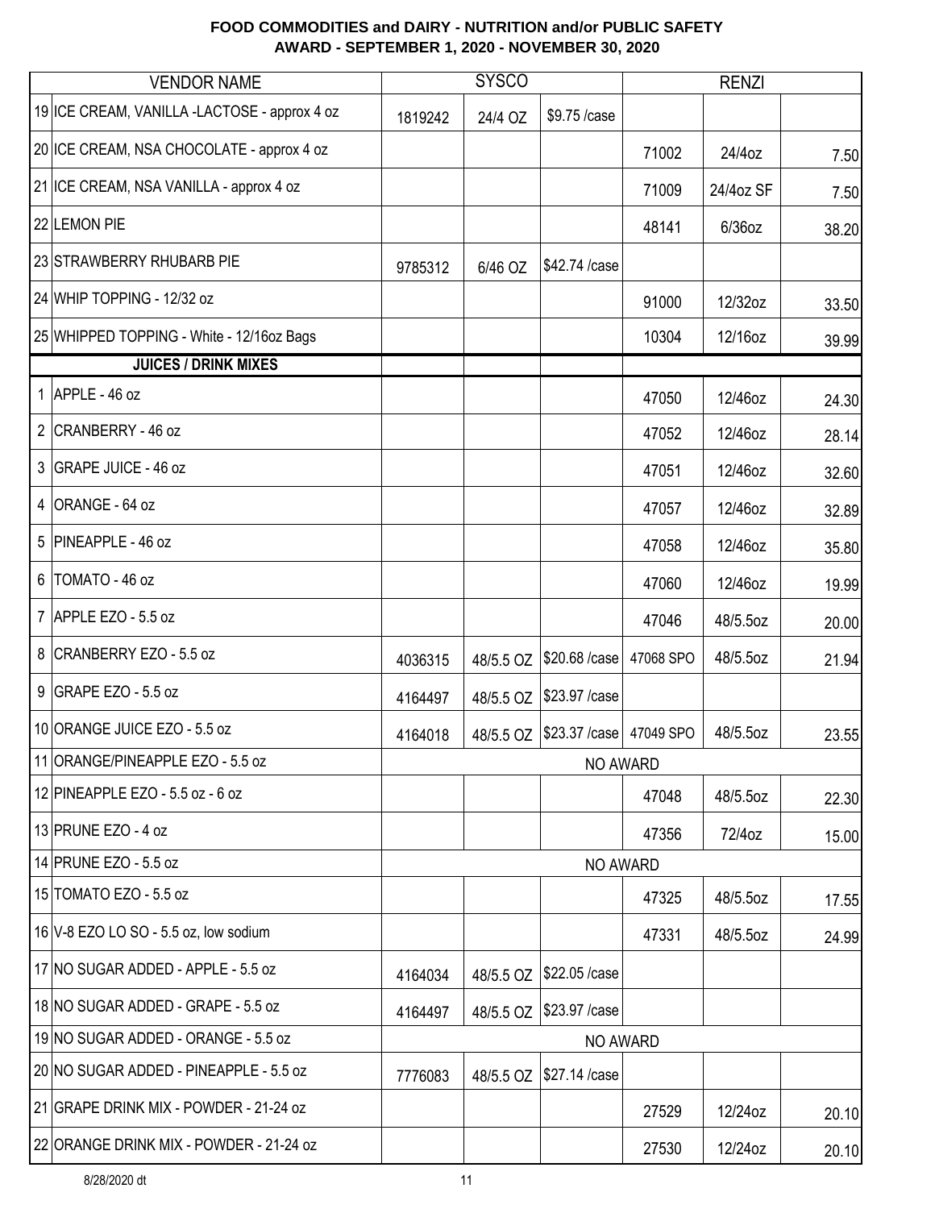**FOOD COMMODITIES and DAIRY - NUTRITION and/or PUBLIC SAFETY**
**AWARD - SEPTEMBER 1, 2020 - NOVEMBER 30, 2020**

| VENDOR NAME | SYSCO | | | RENZI | | |
|---|---|---|---|---|---|---|
| 19 ICE CREAM, VANILLA -LACTOSE - approx 4 oz | 1819242 | 24/4 OZ | $9.75 /case | | | |
| 20 ICE CREAM, NSA CHOCOLATE - approx 4 oz | | | | 71002 | 24/4oz | 7.50 |
| 21 ICE CREAM, NSA VANILLA - approx 4 oz | | | | 71009 | 24/4oz SF | 7.50 |
| 22 LEMON PIE | | | | 48141 | 6/36oz | 38.20 |
| 23 STRAWBERRY RHUBARB PIE | 9785312 | 6/46 OZ | $42.74 /case | | | |
| 24 WHIP TOPPING - 12/32 oz | | | | 91000 | 12/32oz | 33.50 |
| 25 WHIPPED TOPPING - White - 12/16oz Bags | | | | 10304 | 12/16oz | 39.99 |
| **JUICES / DRINK MIXES** | | | | | | |
| 1 APPLE - 46 oz | | | | 47050 | 12/46oz | 24.30 |
| 2 CRANBERRY - 46 oz | | | | 47052 | 12/46oz | 28.14 |
| 3 GRAPE JUICE - 46 oz | | | | 47051 | 12/46oz | 32.60 |
| 4 ORANGE - 64 oz | | | | 47057 | 12/46oz | 32.89 |
| 5 PINEAPPLE - 46 oz | | | | 47058 | 12/46oz | 35.80 |
| 6 TOMATO - 46 oz | | | | 47060 | 12/46oz | 19.99 |
| 7 APPLE EZO - 5.5 oz | | | | 47046 | 48/5.5oz | 20.00 |
| 8 CRANBERRY EZO - 5.5 oz | 4036315 | 48/5.5 OZ | $20.68 /case | 47068 SPO | 48/5.5oz | 21.94 |
| 9 GRAPE EZO - 5.5 oz | 4164497 | 48/5.5 OZ | $23.97 /case | | | |
| 10 ORANGE JUICE EZO - 5.5 oz | 4164018 | 48/5.5 OZ | $23.37 /case | 47049 SPO | 48/5.5oz | 23.55 |
| 11 ORANGE/PINEAPPLE EZO - 5.5 oz | NO AWARD | | | | | |
| 12 PINEAPPLE EZO - 5.5 oz - 6 oz | | | | 47048 | 48/5.5oz | 22.30 |
| 13 PRUNE EZO - 4 oz | | | | 47356 | 72/4oz | 15.00 |
| 14 PRUNE EZO - 5.5 oz | NO AWARD | | | | | |
| 15 TOMATO EZO - 5.5 oz | | | | 47325 | 48/5.5oz | 17.55 |
| 16 V-8 EZO LO SO - 5.5 oz, low sodium | | | | 47331 | 48/5.5oz | 24.99 |
| 17 NO SUGAR ADDED - APPLE - 5.5 oz | 4164034 | 48/5.5 OZ | $22.05 /case | | | |
| 18 NO SUGAR ADDED - GRAPE - 5.5 oz | 4164497 | 48/5.5 OZ | $23.97 /case | | | |
| 19 NO SUGAR ADDED - ORANGE - 5.5 oz | NO AWARD | | | | | |
| 20 NO SUGAR ADDED - PINEAPPLE - 5.5 oz | 7776083 | 48/5.5 OZ | $27.14 /case | | | |
| 21 GRAPE DRINK MIX - POWDER - 21-24 oz | | | | 27529 | 12/24oz | 20.10 |
| 22 ORANGE DRINK MIX - POWDER - 21-24 oz | | | | 27530 | 12/24oz | 20.10 |

8/28/2020 dt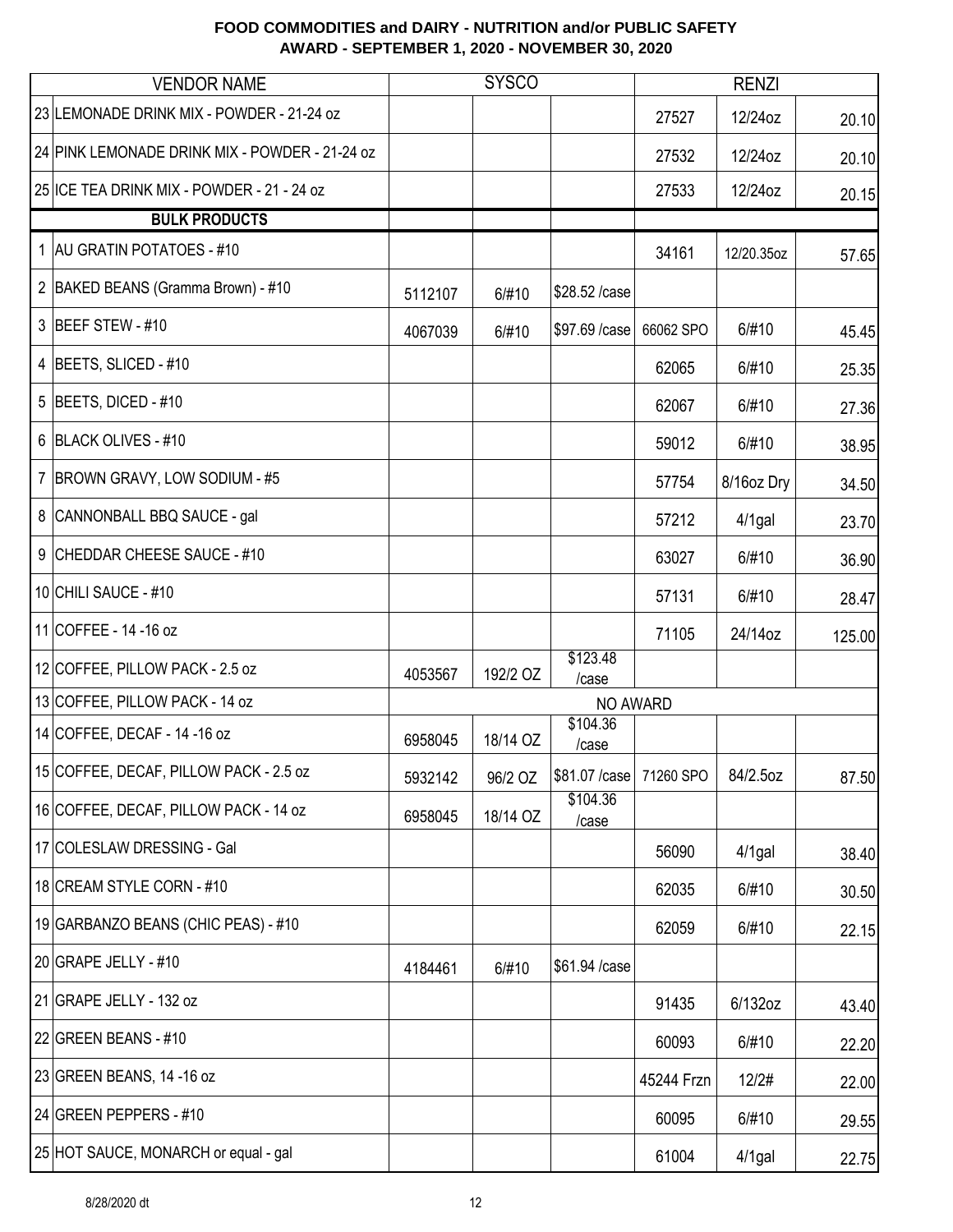**FOOD COMMODITIES and DAIRY - NUTRITION and/or PUBLIC SAFETY**
**AWARD - SEPTEMBER 1, 2020 - NOVEMBER 30, 2020**

| VENDOR NAME | SYSCO | | | RENZI | | |
|---|---|---|---|---|---|---|
| 23 LEMONADE DRINK MIX - POWDER - 21-24 oz | | | | 27527 | 12/24oz | 20.10 |
| 24 PINK LEMONADE DRINK MIX - POWDER - 21-24 oz | | | | 27532 | 12/24oz | 20.10 |
| 25 ICE TEA DRINK MIX - POWDER - 21 - 24 oz | | | | 27533 | 12/24oz | 20.15 |
| **BULK PRODUCTS** | | | | | | |
| 1 AU GRATIN POTATOES - #10 | | | | 34161 | 12/20.35oz | 57.65 |
| 2 BAKED BEANS (Gramma Brown) - #10 | 5112107 | 6/#10 | $28.52 /case | | | |
| 3 BEEF STEW - #10 | 4067039 | 6/#10 | $97.69 /case | 66062 SPO | 6/#10 | 45.45 |
| 4 BEETS, SLICED - #10 | | | | 62065 | 6/#10 | 25.35 |
| 5 BEETS, DICED - #10 | | | | 62067 | 6/#10 | 27.36 |
| 6 BLACK OLIVES - #10 | | | | 59012 | 6/#10 | 38.95 |
| 7 BROWN GRAVY, LOW SODIUM - #5 | | | | 57754 | 8/16oz Dry | 34.50 |
| 8 CANNONBALL BBQ SAUCE - gal | | | | 57212 | 4/1gal | 23.70 |
| 9 CHEDDAR CHEESE SAUCE - #10 | | | | 63027 | 6/#10 | 36.90 |
| 10 CHILI SAUCE - #10 | | | | 57131 | 6/#10 | 28.47 |
| 11 COFFEE - 14 -16 oz | | | | 71105 | 24/14oz | 125.00 |
| 12 COFFEE, PILLOW PACK - 2.5 oz | 4053567 | 192/2 OZ | $123.48 /case | | | |
| 13 COFFEE, PILLOW PACK - 14 oz | NO AWARD | | | | | |
| 14 COFFEE, DECAF - 14 -16 oz | 6958045 | 18/14 OZ | $104.36 /case | | | |
| 15 COFFEE, DECAF, PILLOW PACK - 2.5 oz | 5932142 | 96/2 OZ | $81.07 /case | 71260 SPO | 84/2.5oz | 87.50 |
| 16 COFFEE, DECAF, PILLOW PACK - 14 oz | 6958045 | 18/14 OZ | $104.36 /case | | | |
| 17 COLESLAW DRESSING - Gal | | | | 56090 | 4/1gal | 38.40 |
| 18 CREAM STYLE CORN - #10 | | | | 62035 | 6/#10 | 30.50 |
| 19 GARBANZO BEANS (CHIC PEAS) - #10 | | | | 62059 | 6/#10 | 22.15 |
| 20 GRAPE JELLY - #10 | 4184461 | 6/#10 | $61.94 /case | | | |
| 21 GRAPE JELLY - 132 oz | | | | 91435 | 6/132oz | 43.40 |
| 22 GREEN BEANS - #10 | | | | 60093 | 6/#10 | 22.20 |
| 23 GREEN BEANS, 14 -16 oz | | | | 45244 Frzn | 12/2# | 22.00 |
| 24 GREEN PEPPERS - #10 | | | | 60095 | 6/#10 | 29.55 |
| 25 HOT SAUCE, MONARCH or equal - gal | | | | 61004 | 4/1gal | 22.75 |

8/28/2020 dt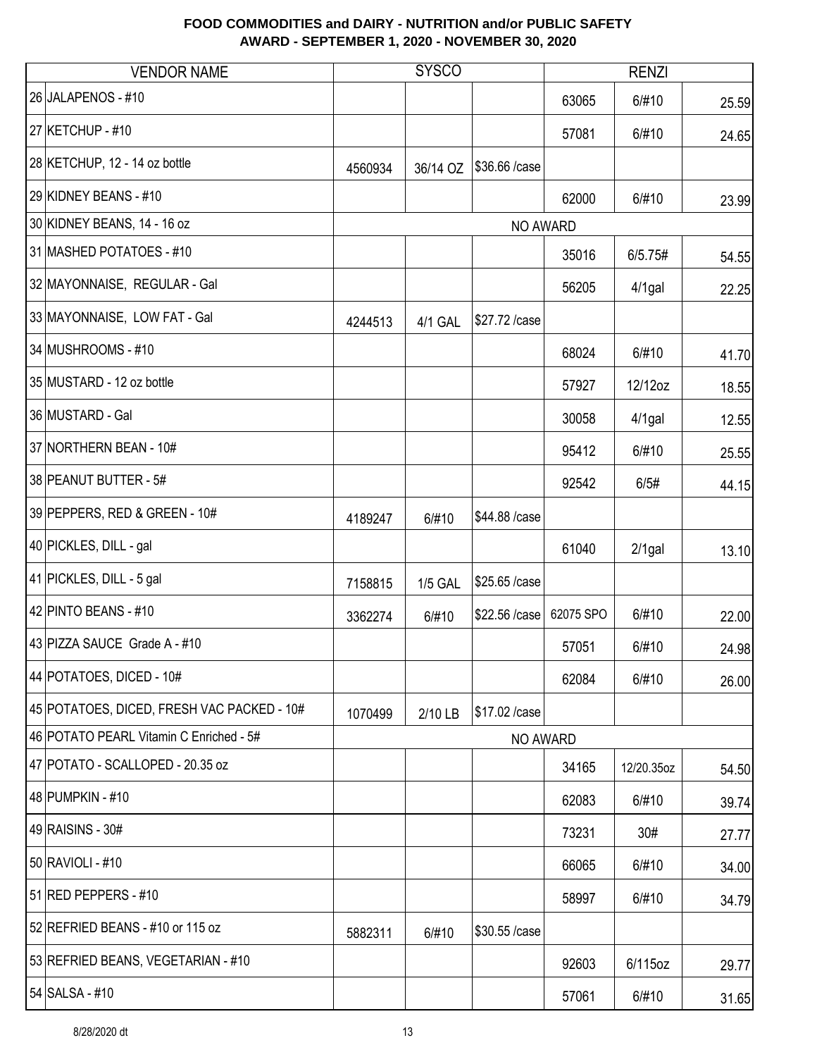# FOOD COMMODITIES and DAIRY - NUTRITION and/or PUBLIC SAFETY
## AWARD - SEPTEMBER 1, 2020 - NOVEMBER 30, 2020

| | VENDOR NAME | SYSCO | | | RENZI | | |
|---|---|---|---|---|---|---|---|
| 26 | JALAPENOS - #10 | | | | 63065 | 6/#10 | 25.59 |
| 27 | KETCHUP - #10 | | | | 57081 | 6/#10 | 24.65 |
| 28 | KETCHUP, 12 - 14 oz bottle | 4560934 | 36/14 OZ | $36.66 /case | | | |
| 29 | KIDNEY BEANS - #10 | | | | 62000 | 6/#10 | 23.99 |
| 30 | KIDNEY BEANS, 14 - 16 oz | NO AWARD | | | | | |
| 31 | MASHED POTATOES - #10 | | | | 35016 | 6/5.75# | 54.55 |
| 32 | MAYONNAISE, REGULAR - Gal | | | | 56205 | 4/1gal | 22.25 |
| 33 | MAYONNAISE, LOW FAT - Gal | 4244513 | 4/1 GAL | $27.72 /case | | | |
| 34 | MUSHROOMS - #10 | | | | 68024 | 6/#10 | 41.70 |
| 35 | MUSTARD - 12 oz bottle | | | | 57927 | 12/12oz | 18.55 |
| 36 | MUSTARD - Gal | | | | 30058 | 4/1gal | 12.55 |
| 37 | NORTHERN BEAN - 10# | | | | 95412 | 6/#10 | 25.55 |
| 38 | PEANUT BUTTER - 5# | | | | 92542 | 6/5# | 44.15 |
| 39 | PEPPERS, RED & GREEN - 10# | 4189247 | 6/#10 | $44.88 /case | | | |
| 40 | PICKLES, DILL - gal | | | | 61040 | 2/1gal | 13.10 |
| 41 | PICKLES, DILL - 5 gal | 7158815 | 1/5 GAL | $25.65 /case | | | |
| 42 | PINTO BEANS - #10 | 3362274 | 6/#10 | $22.56 /case | 62075 SPO | 6/#10 | 22.00 |
| 43 | PIZZA SAUCE Grade A - #10 | | | | 57051 | 6/#10 | 24.98 |
| 44 | POTATOES, DICED - 10# | | | | 62084 | 6/#10 | 26.00 |
| 45 | POTATOES, DICED, FRESH VAC PACKED - 10# | 1070499 | 2/10 LB | $17.02 /case | | | |
| 46 | POTATO PEARL Vitamin C Enriched - 5# | NO AWARD | | | | | |
| 47 | POTATO - SCALLOPED - 20.35 oz | | | | 34165 | 12/20.35oz | 54.50 |
| 48 | PUMPKIN - #10 | | | | 62083 | 6/#10 | 39.74 |
| 49 | RAISINS - 30# | | | | 73231 | 30# | 27.77 |
| 50 | RAVIOLI - #10 | | | | 66065 | 6/#10 | 34.00 |
| 51 | RED PEPPERS - #10 | | | | 58997 | 6/#10 | 34.79 |
| 52 | REFRIED BEANS - #10 or 115 oz | 5882311 | 6/#10 | $30.55 /case | | | |
| 53 | REFRIED BEANS, VEGETARIAN - #10 | | | | 92603 | 6/115oz | 29.77 |
| 54 | SALSA - #10 | | | | 57061 | 6/#10 | 31.65 |

8/28/2020 dt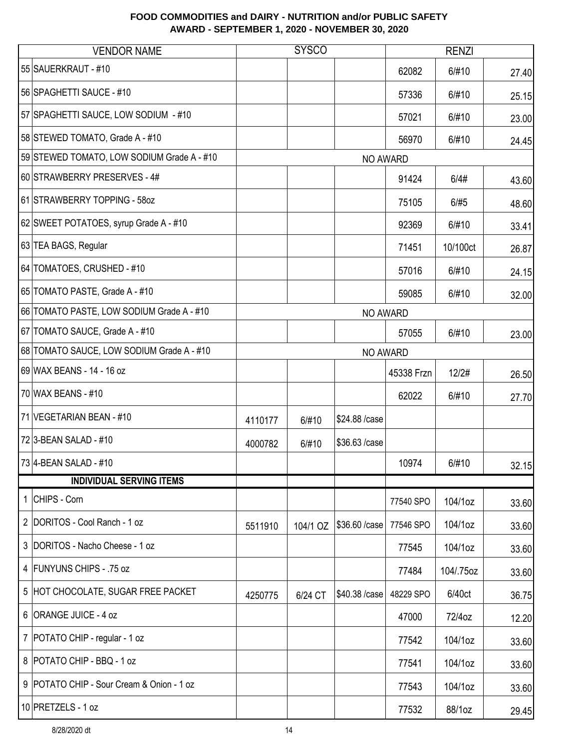**FOOD COMMODITIES and DAIRY - NUTRITION and/or PUBLIC SAFETY**
**AWARD - SEPTEMBER 1, 2020 - NOVEMBER 30, 2020**

| | VENDOR NAME | SYSCO | | | RENZI | | |
|---|---|---|---|---|---|---|---|
| 55 | SAUERKRAUT - #10 | | | | 62082 | 6/#10 | 27.40 |
| 56 | SPAGHETTI SAUCE - #10 | | | | 57336 | 6/#10 | 25.15 |
| 57 | SPAGHETTI SAUCE, LOW SODIUM - #10 | | | | 57021 | 6/#10 | 23.00 |
| 58 | STEWED TOMATO, Grade A - #10 | | | | 56970 | 6/#10 | 24.45 |
| 59 | STEWED TOMATO, LOW SODIUM Grade A - #10 | NO AWARD | | | | | |
| 60 | STRAWBERRY PRESERVES - 4# | | | | 91424 | 6/4# | 43.60 |
| 61 | STRAWBERRY TOPPING - 58oz | | | | 75105 | 6/#5 | 48.60 |
| 62 | SWEET POTATOES, syrup Grade A - #10 | | | | 92369 | 6/#10 | 33.41 |
| 63 | TEA BAGS, Regular | | | | 71451 | 10/100ct | 26.87 |
| 64 | TOMATOES, CRUSHED - #10 | | | | 57016 | 6/#10 | 24.15 |
| 65 | TOMATO PASTE, Grade A - #10 | | | | 59085 | 6/#10 | 32.00 |
| 66 | TOMATO PASTE, LOW SODIUM Grade A - #10 | NO AWARD | | | | | |
| 67 | TOMATO SAUCE, Grade A - #10 | | | | 57055 | 6/#10 | 23.00 |
| 68 | TOMATO SAUCE, LOW SODIUM Grade A - #10 | NO AWARD | | | | | |
| 69 | WAX BEANS - 14 - 16 oz | | | | 45338 Frzn | 12/2# | 26.50 |
| 70 | WAX BEANS - #10 | | | | 62022 | 6/#10 | 27.70 |
| 71 | VEGETARIAN BEAN - #10 | 4110177 | 6/#10 | $24.88 /case | | | |
| 72 | 3-BEAN SALAD - #10 | 4000782 | 6/#10 | $36.63 /case | | | |
| 73 | 4-BEAN SALAD - #10 | | | | 10974 | 6/#10 | 32.15 |
| | **INDIVIDUAL SERVING ITEMS** | | | | | | |
| 1 | CHIPS - Corn | | | | 77540 SPO | 104/1oz | 33.60 |
| 2 | DORITOS - Cool Ranch - 1 oz | 5511910 | 104/1 OZ | $36.60 /case | 77546 SPO | 104/1oz | 33.60 |
| 3 | DORITOS - Nacho Cheese - 1 oz | | | | 77545 | 104/1oz | 33.60 |
| 4 | FUNYUNS CHIPS - .75 oz | | | | 77484 | 104/.75oz | 33.60 |
| 5 | HOT CHOCOLATE, SUGAR FREE PACKET | 4250775 | 6/24 CT | $40.38 /case | 48229 SPO | 6/40ct | 36.75 |
| 6 | ORANGE JUICE - 4 oz | | | | 47000 | 72/4oz | 12.20 |
| 7 | POTATO CHIP - regular - 1 oz | | | | 77542 | 104/1oz | 33.60 |
| 8 | POTATO CHIP - BBQ - 1 oz | | | | 77541 | 104/1oz | 33.60 |
| 9 | POTATO CHIP - Sour Cream & Onion - 1 oz | | | | 77543 | 104/1oz | 33.60 |
| 10 | PRETZELS - 1 oz | | | | 77532 | 88/1oz | 29.45 |

8/28/2020 dt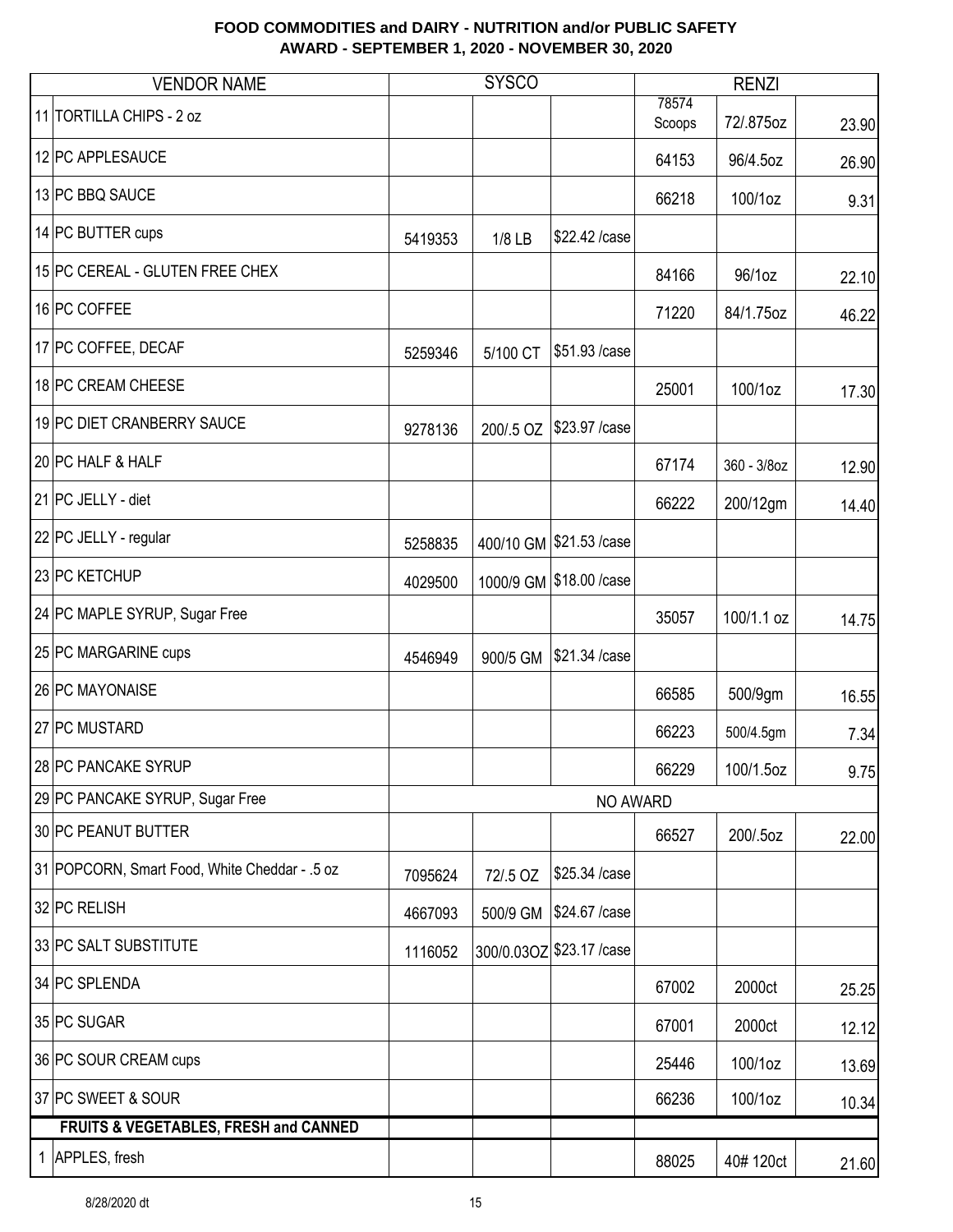**FOOD COMMODITIES and DAIRY - NUTRITION and/or PUBLIC SAFETY**
**AWARD - SEPTEMBER 1, 2020 - NOVEMBER 30, 2020**

| | VENDOR NAME | SYSCO | | | RENZI | | |
|---|---|---|---|---|---|---|---|
| 11 | TORTILLA CHIPS - 2 oz | | | | 78574 Scoops | 72/.875oz | 23.90 |
| 12 | PC APPLESAUCE | | | | 64153 | 96/4.5oz | 26.90 |
| 13 | PC BBQ SAUCE | | | | 66218 | 100/1oz | 9.31 |
| 14 | PC BUTTER cups | 5419353 | 1/8 LB | $22.42 /case | | | |
| 15 | PC CEREAL - GLUTEN FREE CHEX | | | | 84166 | 96/1oz | 22.10 |
| 16 | PC COFFEE | | | | 71220 | 84/1.75oz | 46.22 |
| 17 | PC COFFEE, DECAF | 5259346 | 5/100 CT | $51.93 /case | | | |
| 18 | PC CREAM CHEESE | | | | 25001 | 100/1oz | 17.30 |
| 19 | PC DIET CRANBERRY SAUCE | 9278136 | 200/.5 OZ | $23.97 /case | | | |
| 20 | PC HALF & HALF | | | | 67174 | 360 - 3/8oz | 12.90 |
| 21 | PC JELLY - diet | | | | 66222 | 200/12gm | 14.40 |
| 22 | PC JELLY - regular | 5258835 | 400/10 GM | $21.53 /case | | | |
| 23 | PC KETCHUP | 4029500 | 1000/9 GM | $18.00 /case | | | |
| 24 | PC MAPLE SYRUP, Sugar Free | | | | 35057 | 100/1.1 oz | 14.75 |
| 25 | PC MARGARINE cups | 4546949 | 900/5 GM | $21.34 /case | | | |
| 26 | PC MAYONAISE | | | | 66585 | 500/9gm | 16.55 |
| 27 | PC MUSTARD | | | | 66223 | 500/4.5gm | 7.34 |
| 28 | PC PANCAKE SYRUP | | | | 66229 | 100/1.5oz | 9.75 |
| 29 | PC PANCAKE SYRUP, Sugar Free | NO AWARD | | | | | |
| 30 | PC PEANUT BUTTER | | | | 66527 | 200/.5oz | 22.00 |
| 31 | POPCORN, Smart Food, White Cheddar - .5 oz | 7095624 | 72/.5 OZ | $25.34 /case | | | |
| 32 | PC RELISH | 4667093 | 500/9 GM | $24.67 /case | | | |
| 33 | PC SALT SUBSTITUTE | 1116052 | 300/0.03OZ | $23.17 /case | | | |
| 34 | PC SPLENDA | | | | 67002 | 2000ct | 25.25 |
| 35 | PC SUGAR | | | | 67001 | 2000ct | 12.12 |
| 36 | PC SOUR CREAM cups | | | | 25446 | 100/1oz | 13.69 |
| 37 | PC SWEET & SOUR | | | | 66236 | 100/1oz | 10.34 |
| | **FRUITS & VEGETABLES, FRESH and CANNED** | | | | | | |
| 1 | APPLES, fresh | | | | 88025 | 40# 120ct | 21.60 |

8/28/2020 dt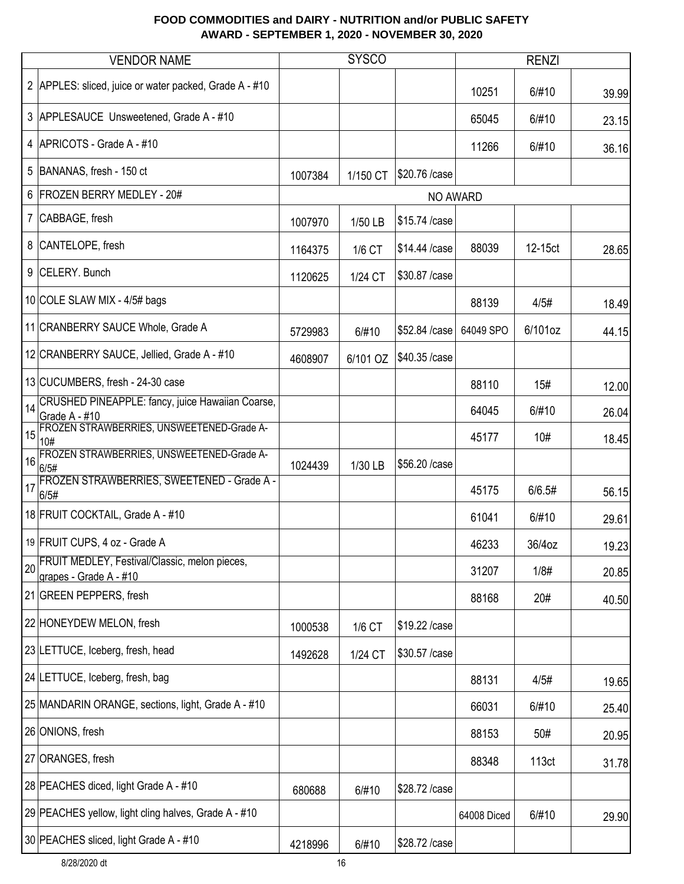# FOOD COMMODITIES and DAIRY - NUTRITION and/or PUBLIC SAFETY
## AWARD - SEPTEMBER 1, 2020 - NOVEMBER 30, 2020

| | VENDOR NAME | SYSCO | | | RENZI | | |
|---|---|---|---|---|---|---|---|
| 2 | APPLES: sliced, juice or water packed, Grade A - #10 | | | | 10251 | 6/#10 | 39.99 |
| 3 | APPLESAUCE Unsweetened, Grade A - #10 | | | | 65045 | 6/#10 | 23.15 |
| 4 | APRICOTS - Grade A - #10 | | | | 11266 | 6/#10 | 36.16 |
| 5 | BANANAS, fresh - 150 ct | 1007384 | 1/150 CT | $20.76 /case | | | |
| 6 | FROZEN BERRY MEDLEY - 20# | NO AWARD | | | | | |
| 7 | CABBAGE, fresh | 1007970 | 1/50 LB | $15.74 /case | | | |
| 8 | CANTELOPE, fresh | 1164375 | 1/6 CT | $14.44 /case | 88039 | 12-15ct | 28.65 |
| 9 | CELERY. Bunch | 1120625 | 1/24 CT | $30.87 /case | | | |
| 10 | COLE SLAW MIX - 4/5# bags | | | | 88139 | 4/5# | 18.49 |
| 11 | CRANBERRY SAUCE Whole, Grade A | 5729983 | 6/#10 | $52.84 /case | 64049 SPO | 6/101oz | 44.15 |
| 12 | CRANBERRY SAUCE, Jellied, Grade A - #10 | 4608907 | 6/101 OZ | $40.35 /case | | | |
| 13 | CUCUMBERS, fresh - 24-30 case | | | | 88110 | 15# | 12.00 |
| 14 | CRUSHED PINEAPPLE: fancy, juice Hawaiian Coarse, Grade A - #10 | | | | 64045 | 6/#10 | 26.04 |
| 15 | FROZEN STRAWBERRIES, UNSWEETENED-Grade A-10# | | | | 45177 | 10# | 18.45 |
| 16 | FROZEN STRAWBERRIES, UNSWEETENED-Grade A-6/5# | 1024439 | 1/30 LB | $56.20 /case | | | |
| 17 | FROZEN STRAWBERRIES, SWEETENED - Grade A - 6/5# | | | | 45175 | 6/6.5# | 56.15 |
| 18 | FRUIT COCKTAIL, Grade A - #10 | | | | 61041 | 6/#10 | 29.61 |
| 19 | FRUIT CUPS, 4 oz - Grade A | | | | 46233 | 36/4oz | 19.23 |
| 20 | FRUIT MEDLEY, Festival/Classic, melon pieces, grapes - Grade A - #10 | | | | 31207 | 1/8# | 20.85 |
| 21 | GREEN PEPPERS, fresh | | | | 88168 | 20# | 40.50 |
| 22 | HONEYDEW MELON, fresh | 1000538 | 1/6 CT | $19.22 /case | | | |
| 23 | LETTUCE, Iceberg, fresh, head | 1492628 | 1/24 CT | $30.57 /case | | | |
| 24 | LETTUCE, Iceberg, fresh, bag | | | | 88131 | 4/5# | 19.65 |
| 25 | MANDARIN ORANGE, sections, light, Grade A - #10 | | | | 66031 | 6/#10 | 25.40 |
| 26 | ONIONS, fresh | | | | 88153 | 50# | 20.95 |
| 27 | ORANGES, fresh | | | | 88348 | 113ct | 31.78 |
| 28 | PEACHES diced, light Grade A - #10 | 680688 | 6/#10 | $28.72 /case | | | |
| 29 | PEACHES yellow, light cling halves, Grade A - #10 | | | | 64008 Diced | 6/#10 | 29.90 |
| 30 | PEACHES sliced, light Grade A - #10 | 4218996 | 6/#10 | $28.72 /case | | | |

8/28/2020 dt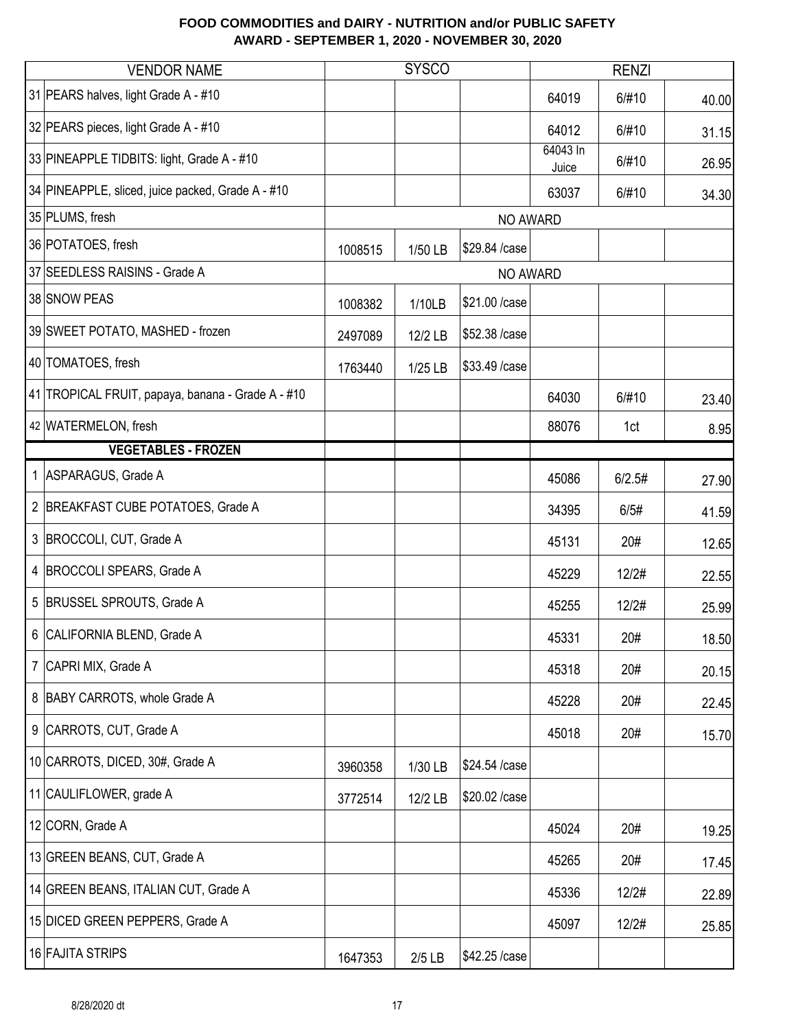# FOOD COMMODITIES and DAIRY - NUTRITION and/or PUBLIC SAFETY
## AWARD - SEPTEMBER 1, 2020 - NOVEMBER 30, 2020

| | VENDOR NAME | SYSCO | | | RENZI | | |
|---|---|---|---|---|---|---|---|
| 31 | PEARS halves, light Grade A - #10 | | | | 64019 | 6/#10 | 40.00 |
| 32 | PEARS pieces, light Grade A - #10 | | | | 64012 | 6/#10 | 31.15 |
| 33 | PINEAPPLE TIDBITS: light, Grade A - #10 | | | | 64043 In Juice | 6/#10 | 26.95 |
| 34 | PINEAPPLE, sliced, juice packed, Grade A - #10 | | | | 63037 | 6/#10 | 34.30 |
| 35 | PLUMS, fresh | NO AWARD | | | | | |
| 36 | POTATOES, fresh | 1008515 | 1/50 LB | $29.84 /case | | | |
| 37 | SEEDLESS RAISINS - Grade A | NO AWARD | | | | | |
| 38 | SNOW PEAS | 1008382 | 1/10LB | $21.00 /case | | | |
| 39 | SWEET POTATO, MASHED - frozen | 2497089 | 12/2 LB | $52.38 /case | | | |
| 40 | TOMATOES, fresh | 1763440 | 1/25 LB | $33.49 /case | | | |
| 41 | TROPICAL FRUIT, papaya, banana - Grade A - #10 | | | | 64030 | 6/#10 | 23.40 |
| 42 | WATERMELON, fresh | | | | 88076 | 1ct | 8.95 |
| | **VEGETABLES - FROZEN** | | | | | | |
| 1 | ASPARAGUS, Grade A | | | | 45086 | 6/2.5# | 27.90 |
| 2 | BREAKFAST CUBE POTATOES, Grade A | | | | 34395 | 6/5# | 41.59 |
| 3 | BROCCOLI, CUT, Grade A | | | | 45131 | 20# | 12.65 |
| 4 | BROCCOLI SPEARS, Grade A | | | | 45229 | 12/2# | 22.55 |
| 5 | BRUSSEL SPROUTS, Grade A | | | | 45255 | 12/2# | 25.99 |
| 6 | CALIFORNIA BLEND, Grade A | | | | 45331 | 20# | 18.50 |
| 7 | CAPRI MIX, Grade A | | | | 45318 | 20# | 20.15 |
| 8 | BABY CARROTS, whole Grade A | | | | 45228 | 20# | 22.45 |
| 9 | CARROTS, CUT, Grade A | | | | 45018 | 20# | 15.70 |
| 10 | CARROTS, DICED, 30#, Grade A | 3960358 | 1/30 LB | $24.54 /case | | | |
| 11 | CAULIFLOWER, grade A | 3772514 | 12/2 LB | $20.02 /case | | | |
| 12 | CORN, Grade A | | | | 45024 | 20# | 19.25 |
| 13 | GREEN BEANS, CUT, Grade A | | | | 45265 | 20# | 17.45 |
| 14 | GREEN BEANS, ITALIAN CUT, Grade A | | | | 45336 | 12/2# | 22.89 |
| 15 | DICED GREEN PEPPERS, Grade A | | | | 45097 | 12/2# | 25.85 |
| 16 | FAJITA STRIPS | 1647353 | 2/5 LB | $42.25 /case | | | |

8/28/2020 dt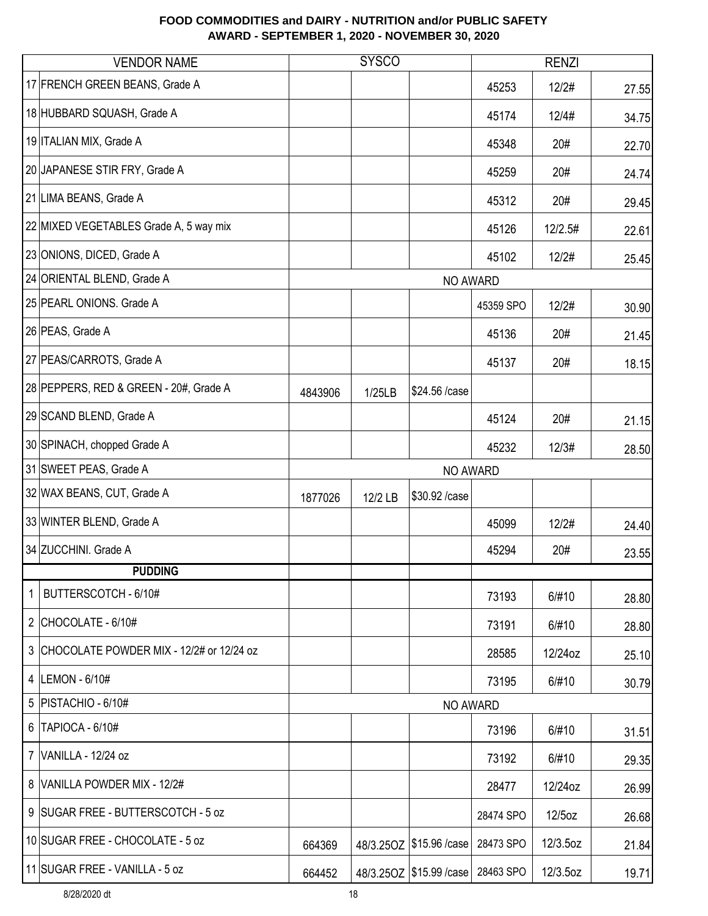**FOOD COMMODITIES and DAIRY - NUTRITION and/or PUBLIC SAFETY**
**AWARD - SEPTEMBER 1, 2020 - NOVEMBER 30, 2020**

| | VENDOR NAME | SYSCO | | | RENZI | | |
|---|---|---|---|---|---|---|---|
| 17 | FRENCH GREEN BEANS, Grade A | | | | 45253 | 12/2# | 27.55 |
| 18 | HUBBARD SQUASH, Grade A | | | | 45174 | 12/4# | 34.75 |
| 19 | ITALIAN MIX, Grade A | | | | 45348 | 20# | 22.70 |
| 20 | JAPANESE STIR FRY, Grade A | | | | 45259 | 20# | 24.74 |
| 21 | LIMA BEANS, Grade A | | | | 45312 | 20# | 29.45 |
| 22 | MIXED VEGETABLES Grade A, 5 way mix | | | | 45126 | 12/2.5# | 22.61 |
| 23 | ONIONS, DICED, Grade A | | | | 45102 | 12/2# | 25.45 |
| 24 | ORIENTAL BLEND, Grade A | NO AWARD | | | | | |
| 25 | PEARL ONIONS. Grade A | | | | 45359 SPO | 12/2# | 30.90 |
| 26 | PEAS, Grade A | | | | 45136 | 20# | 21.45 |
| 27 | PEAS/CARROTS, Grade A | | | | 45137 | 20# | 18.15 |
| 28 | PEPPERS, RED & GREEN - 20#, Grade A | 4843906 | 1/25LB | $24.56 /case | | | |
| 29 | SCAND BLEND, Grade A | | | | 45124 | 20# | 21.15 |
| 30 | SPINACH, chopped Grade A | | | | 45232 | 12/3# | 28.50 |
| 31 | SWEET PEAS, Grade A | NO AWARD | | | | | |
| 32 | WAX BEANS, CUT, Grade A | 1877026 | 12/2 LB | $30.92 /case | | | |
| 33 | WINTER BLEND, Grade A | | | | 45099 | 12/2# | 24.40 |
| 34 | ZUCCHINI. Grade A | | | | 45294 | 20# | 23.55 |
| | **PUDDING** | | | | | | |
| 1 | BUTTERSCOTCH - 6/10# | | | | 73193 | 6/#10 | 28.80 |
| 2 | CHOCOLATE - 6/10# | | | | 73191 | 6/#10 | 28.80 |
| 3 | CHOCOLATE POWDER MIX - 12/2# or 12/24 oz | | | | 28585 | 12/24oz | 25.10 |
| 4 | LEMON - 6/10# | | | | 73195 | 6/#10 | 30.79 |
| 5 | PISTACHIO - 6/10# | NO AWARD | | | | | |
| 6 | TAPIOCA - 6/10# | | | | 73196 | 6/#10 | 31.51 |
| 7 | VANILLA - 12/24 oz | | | | 73192 | 6/#10 | 29.35 |
| 8 | VANILLA POWDER MIX - 12/2# | | | | 28477 | 12/24oz | 26.99 |
| 9 | SUGAR FREE - BUTTERSCOTCH - 5 oz | | | | 28474 SPO | 12/5oz | 26.68 |
| 10 | SUGAR FREE - CHOCOLATE - 5 oz | 664369 | 48/3.25OZ | $15.96 /case | 28473 SPO | 12/3.5oz | 21.84 |
| 11 | SUGAR FREE - VANILLA - 5 oz | 664452 | 48/3.25OZ | $15.99 /case | 28463 SPO | 12/3.5oz | 19.71 |

8/28/2020 dt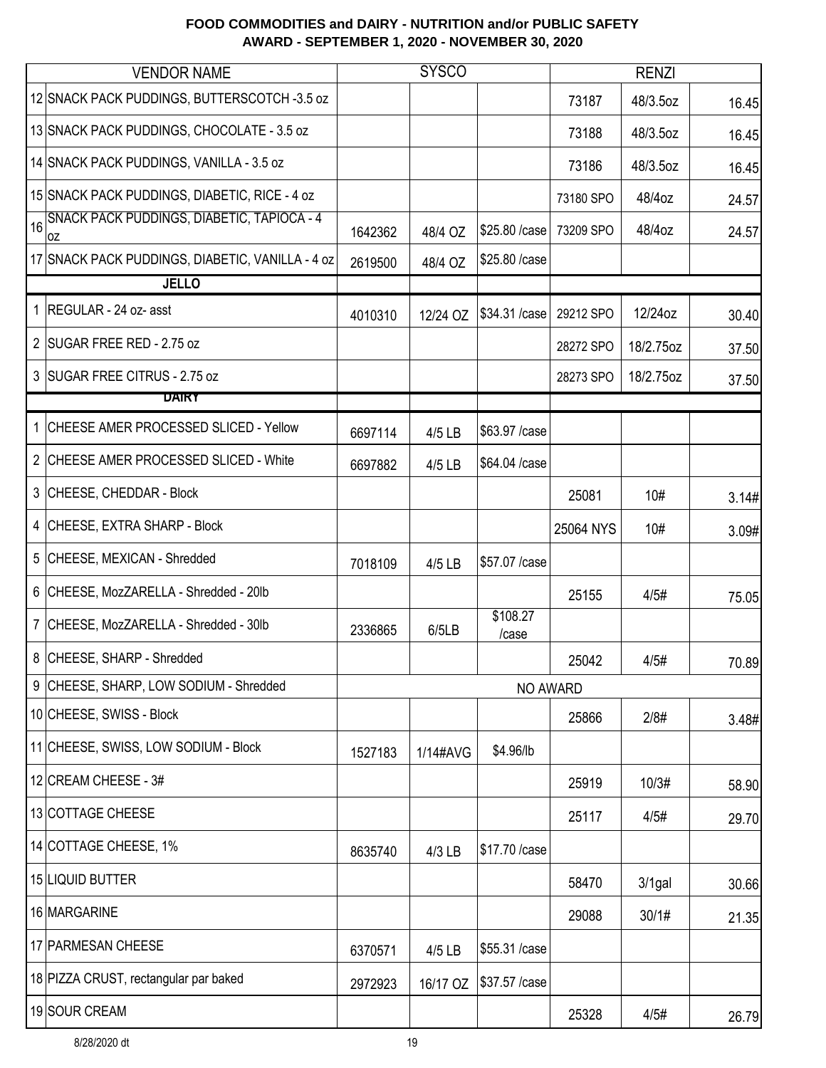**FOOD COMMODITIES and DAIRY - NUTRITION and/or PUBLIC SAFETY**
**AWARD - SEPTEMBER 1, 2020 - NOVEMBER 30, 2020**

| | VENDOR NAME | SYSCO | | | RENZI | | |
|---|---|---|---|---|---|---|---|
| 12 | SNACK PACK PUDDINGS, BUTTERSCOTCH -3.5 oz | | | | 73187 | 48/3.5oz | 16.45 |
| 13 | SNACK PACK PUDDINGS, CHOCOLATE - 3.5 oz | | | | 73188 | 48/3.5oz | 16.45 |
| 14 | SNACK PACK PUDDINGS, VANILLA - 3.5 oz | | | | 73186 | 48/3.5oz | 16.45 |
| 15 | SNACK PACK PUDDINGS, DIABETIC, RICE - 4 oz | | | | 73180 SPO | 48/4oz | 24.57 |
| 16 | SNACK PACK PUDDINGS, DIABETIC, TAPIOCA - 4 oz | 1642362 | 48/4 OZ | $25.80 /case | 73209 SPO | 48/4oz | 24.57 |
| 17 | SNACK PACK PUDDINGS, DIABETIC, VANILLA - 4 oz | 2619500 | 48/4 OZ | $25.80 /case | | | |
| | **JELLO** | | | | | | |
| 1 | REGULAR - 24 oz- asst | 4010310 | 12/24 OZ | $34.31 /case | 29212 SPO | 12/24oz | 30.40 |
| 2 | SUGAR FREE RED - 2.75 oz | | | | 28272 SPO | 18/2.75oz | 37.50 |
| 3 | SUGAR FREE CITRUS - 2.75 oz | | | | 28273 SPO | 18/2.75oz | 37.50 |
| | **DAIRY** | | | | | | |
| 1 | CHEESE AMER PROCESSED SLICED - Yellow | 6697114 | 4/5 LB | $63.97 /case | | | |
| 2 | CHEESE AMER PROCESSED SLICED - White | 6697882 | 4/5 LB | $64.04 /case | | | |
| 3 | CHEESE, CHEDDAR - Block | | | | 25081 | 10# | 3.14# |
| 4 | CHEESE, EXTRA SHARP - Block | | | | 25064 NYS | 10# | 3.09# |
| 5 | CHEESE, MEXICAN - Shredded | 7018109 | 4/5 LB | $57.07 /case | | | |
| 6 | CHEESE, MozZARELLA - Shredded - 20lb | | | | 25155 | 4/5# | 75.05 |
| 7 | CHEESE, MozZARELLA - Shredded - 30lb | 2336865 | 6/5LB | $108.27 /case | | | |
| 8 | CHEESE, SHARP - Shredded | | | | 25042 | 4/5# | 70.89 |
| 9 | CHEESE, SHARP, LOW SODIUM - Shredded | NO AWARD | | | | | |
| 10 | CHEESE, SWISS - Block | | | | 25866 | 2/8# | 3.48# |
| 11 | CHEESE, SWISS, LOW SODIUM - Block | 1527183 | 1/14#AVG | $4.96/lb | | | |
| 12 | CREAM CHEESE - 3# | | | | 25919 | 10/3# | 58.90 |
| 13 | COTTAGE CHEESE | | | | 25117 | 4/5# | 29.70 |
| 14 | COTTAGE CHEESE, 1% | 8635740 | 4/3 LB | $17.70 /case | | | |
| 15 | LIQUID BUTTER | | | | 58470 | 3/1gal | 30.66 |
| 16 | MARGARINE | | | | 29088 | 30/1# | 21.35 |
| 17 | PARMESAN CHEESE | 6370571 | 4/5 LB | $55.31 /case | | | |
| 18 | PIZZA CRUST, rectangular par baked | 2972923 | 16/17 OZ | $37.57 /case | | | |
| 19 | SOUR CREAM | | | | 25328 | 4/5# | 26.79 |

8/28/2020 dt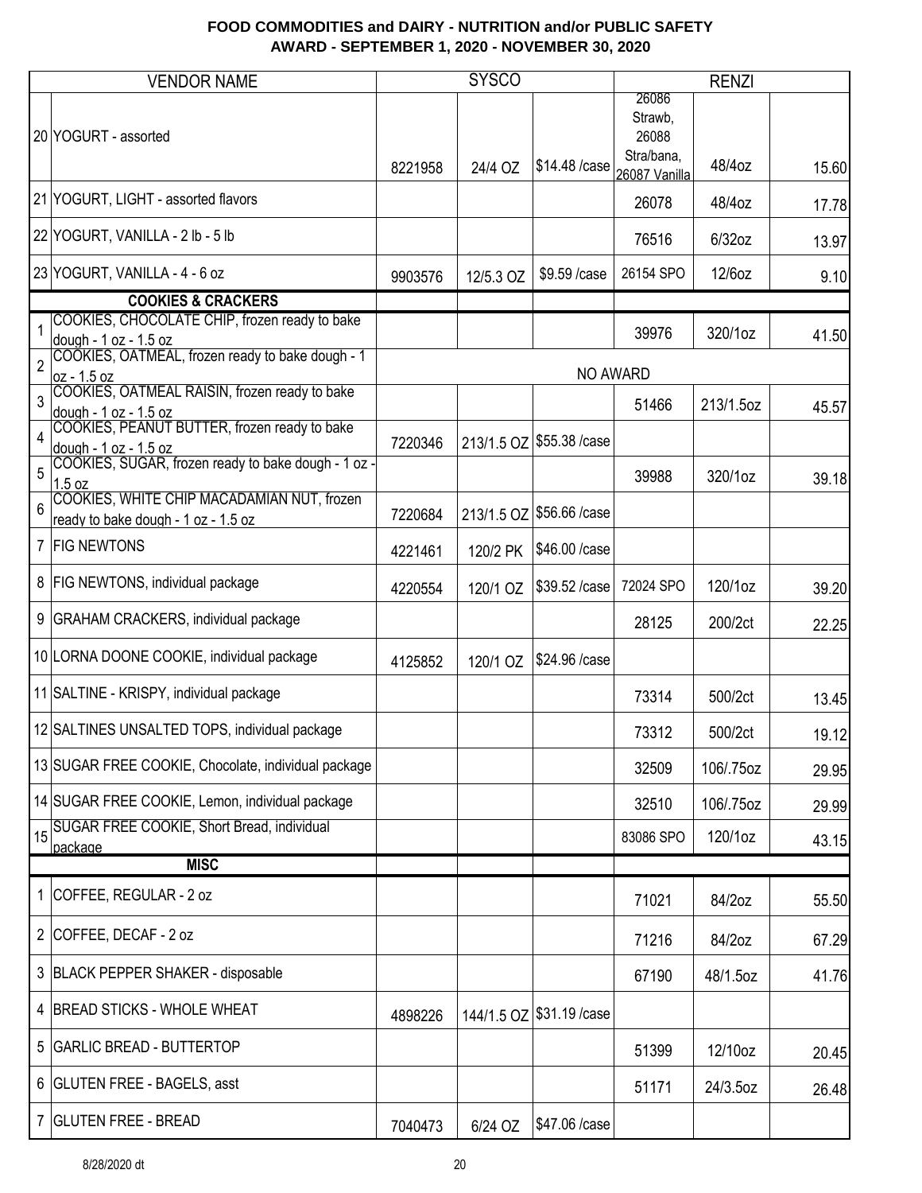**FOOD COMMODITIES and DAIRY - NUTRITION and/or PUBLIC SAFETY**
**AWARD - SEPTEMBER 1, 2020 - NOVEMBER 30, 2020**

| | VENDOR NAME | SYSCO | | | RENZI | | |
|---|---|---|---|---|---|---|---|
| 20 | YOGURT - assorted | 8221958 | 24/4 OZ | $14.48 /case | 26086 Strawb, 26088 Stra/bana, 26087 Vanilla | 48/4oz | 15.60 |
| 21 | YOGURT, LIGHT - assorted flavors | | | | 26078 | 48/4oz | 17.78 |
| 22 | YOGURT, VANILLA - 2 lb - 5 lb | | | | 76516 | 6/32oz | 13.97 |
| 23 | YOGURT, VANILLA - 4 - 6 oz | 9903576 | 12/5.3 OZ | $9.59 /case | 26154 SPO | 12/6oz | 9.10 |
| | **COOKIES & CRACKERS** | | | | | | |
| 1 | COOKIES, CHOCOLATE CHIP, frozen ready to bake dough - 1 oz - 1.5 oz | | | | 39976 | 320/1oz | 41.50 |
| 2 | COOKIES, OATMEAL, frozen ready to bake dough - 1 oz - 1.5 oz | | | | NO AWARD | | |
| 3 | COOKIES, OATMEAL RAISIN, frozen ready to bake dough - 1 oz - 1.5 oz | | | | 51466 | 213/1.5oz | 45.57 |
| 4 | COOKIES, PEANUT BUTTER, frozen ready to bake dough - 1 oz - 1.5 oz | 7220346 | 213/1.5 OZ | $55.38 /case | | | |
| 5 | COOKIES, SUGAR, frozen ready to bake dough - 1 oz - 1.5 oz | | | | 39988 | 320/1oz | 39.18 |
| 6 | COOKIES, WHITE CHIP MACADAMIAN NUT, frozen ready to bake dough - 1 oz - 1.5 oz | 7220684 | 213/1.5 OZ | $56.66 /case | | | |
| 7 | FIG NEWTONS | 4221461 | 120/2 PK | $46.00 /case | | | |
| 8 | FIG NEWTONS, individual package | 4220554 | 120/1 OZ | $39.52 /case | 72024 SPO | 120/1oz | 39.20 |
| 9 | GRAHAM CRACKERS, individual package | | | | 28125 | 200/2ct | 22.25 |
| 10 | LORNA DOONE COOKIE, individual package | 4125852 | 120/1 OZ | $24.96 /case | | | |
| 11 | SALTINE - KRISPY, individual package | | | | 73314 | 500/2ct | 13.45 |
| 12 | SALTINES UNSALTED TOPS, individual package | | | | 73312 | 500/2ct | 19.12 |
| 13 | SUGAR FREE COOKIE, Chocolate, individual package | | | | 32509 | 106/.75oz | 29.95 |
| 14 | SUGAR FREE COOKIE, Lemon, individual package | | | | 32510 | 106/.75oz | 29.99 |
| 15 | SUGAR FREE COOKIE, Short Bread, individual package | | | | 83086 SPO | 120/1oz | 43.15 |
| | **MISC** | | | | | | |
| 1 | COFFEE, REGULAR - 2 oz | | | | 71021 | 84/2oz | 55.50 |
| 2 | COFFEE, DECAF - 2 oz | | | | 71216 | 84/2oz | 67.29 |
| 3 | BLACK PEPPER SHAKER - disposable | | | | 67190 | 48/1.5oz | 41.76 |
| 4 | BREAD STICKS - WHOLE WHEAT | 4898226 | 144/1.5 OZ | $31.19 /case | | | |
| 5 | GARLIC BREAD - BUTTERTOP | | | | 51399 | 12/10oz | 20.45 |
| 6 | GLUTEN FREE - BAGELS, asst | | | | 51171 | 24/3.5oz | 26.48 |
| 7 | GLUTEN FREE - BREAD | 7040473 | 6/24 OZ | $47.06 /case | | | |

8/28/2020 dt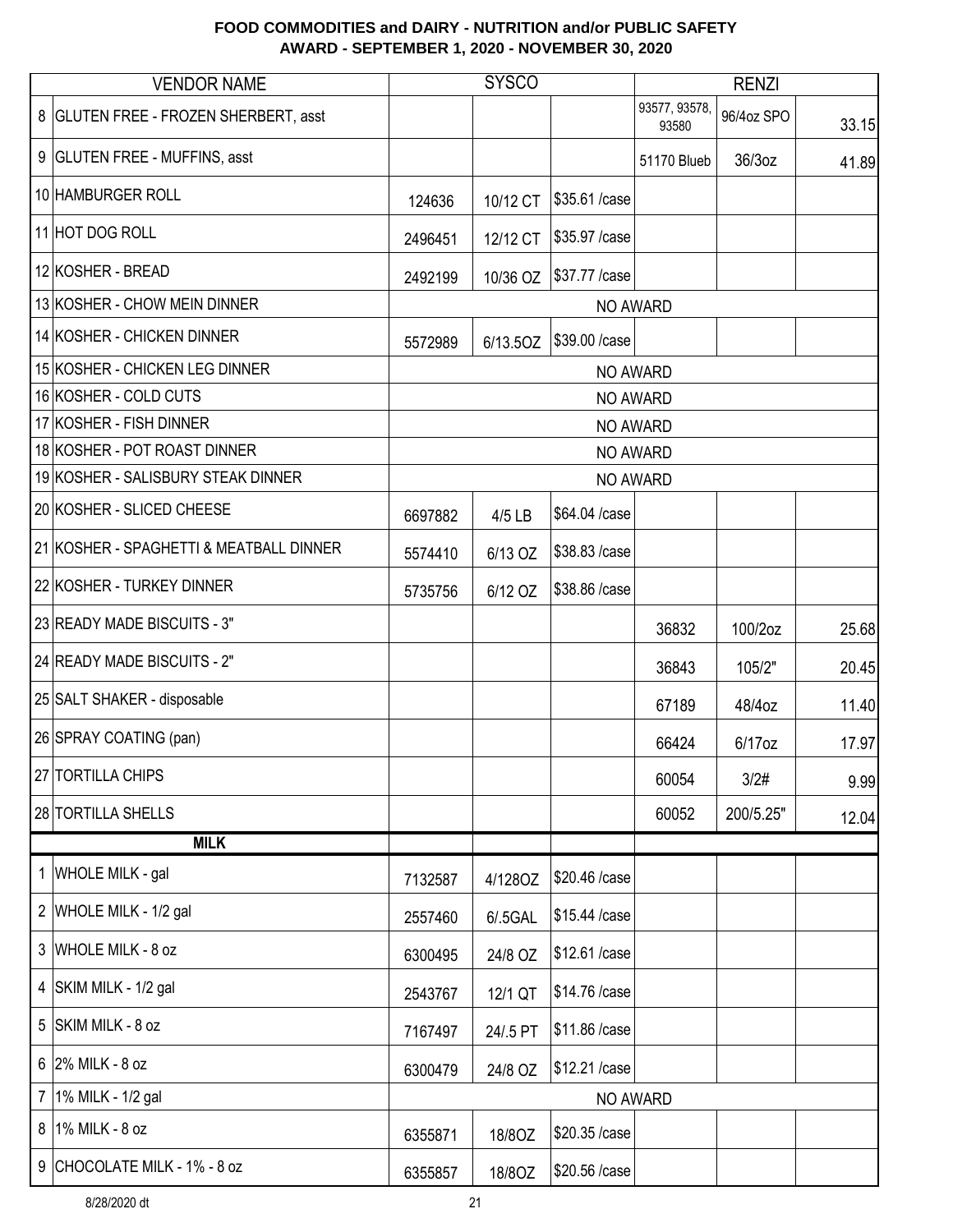**FOOD COMMODITIES and DAIRY - NUTRITION and/or PUBLIC SAFETY**
**AWARD - SEPTEMBER 1, 2020 - NOVEMBER 30, 2020**

| | VENDOR NAME | SYSCO | | | RENZI | | |
|---|---|---|---|---|---|---|---|
| 8 | GLUTEN FREE - FROZEN SHERBERT, asst | | | | 93577, 93578, 93580 | 96/4oz SPO | 33.15 |
| 9 | GLUTEN FREE - MUFFINS, asst | | | | 51170 Blueb | 36/3oz | 41.89 |
| 10 | HAMBURGER ROLL | 124636 | 10/12 CT | $35.61 /case | | | |
| 11 | HOT DOG ROLL | 2496451 | 12/12 CT | $35.97 /case | | | |
| 12 | KOSHER - BREAD | 2492199 | 10/36 OZ | $37.77 /case | | | |
| 13 | KOSHER - CHOW MEIN DINNER | NO AWARD | | | | | |
| 14 | KOSHER - CHICKEN DINNER | 5572989 | 6/13.5OZ | $39.00 /case | | | |
| 15 | KOSHER - CHICKEN LEG DINNER | NO AWARD | | | | | |
| 16 | KOSHER - COLD CUTS | NO AWARD | | | | | |
| 17 | KOSHER - FISH DINNER | NO AWARD | | | | | |
| 18 | KOSHER - POT ROAST DINNER | NO AWARD | | | | | |
| 19 | KOSHER - SALISBURY STEAK DINNER | NO AWARD | | | | | |
| 20 | KOSHER - SLICED CHEESE | 6697882 | 4/5 LB | $64.04 /case | | | |
| 21 | KOSHER - SPAGHETTI & MEATBALL DINNER | 5574410 | 6/13 OZ | $38.83 /case | | | |
| 22 | KOSHER - TURKEY DINNER | 5735756 | 6/12 OZ | $38.86 /case | | | |
| 23 | READY MADE BISCUITS - 3" | | | | 36832 | 100/2oz | 25.68 |
| 24 | READY MADE BISCUITS - 2" | | | | 36843 | 105/2" | 20.45 |
| 25 | SALT SHAKER - disposable | | | | 67189 | 48/4oz | 11.40 |
| 26 | SPRAY COATING (pan) | | | | 66424 | 6/17oz | 17.97 |
| 27 | TORTILLA CHIPS | | | | 60054 | 3/2# | 9.99 |
| 28 | TORTILLA SHELLS | | | | 60052 | 200/5.25" | 12.04 |
| | **MILK** | | | | | | |
| 1 | WHOLE MILK - gal | 7132587 | 4/128OZ | $20.46 /case | | | |
| 2 | WHOLE MILK - 1/2 gal | 2557460 | 6/.5GAL | $15.44 /case | | | |
| 3 | WHOLE MILK - 8 oz | 6300495 | 24/8 OZ | $12.61 /case | | | |
| 4 | SKIM MILK - 1/2 gal | 2543767 | 12/1 QT | $14.76 /case | | | |
| 5 | SKIM MILK - 8 oz | 7167497 | 24/.5 PT | $11.86 /case | | | |
| 6 | 2% MILK - 8 oz | 6300479 | 24/8 OZ | $12.21 /case | | | |
| 7 | 1% MILK - 1/2 gal | NO AWARD | | | | | |
| 8 | 1% MILK - 8 oz | 6355871 | 18/8OZ | $20.35 /case | | | |
| 9 | CHOCOLATE MILK - 1% - 8 oz | 6355857 | 18/8OZ | $20.56 /case | | | |

8/28/2020 dt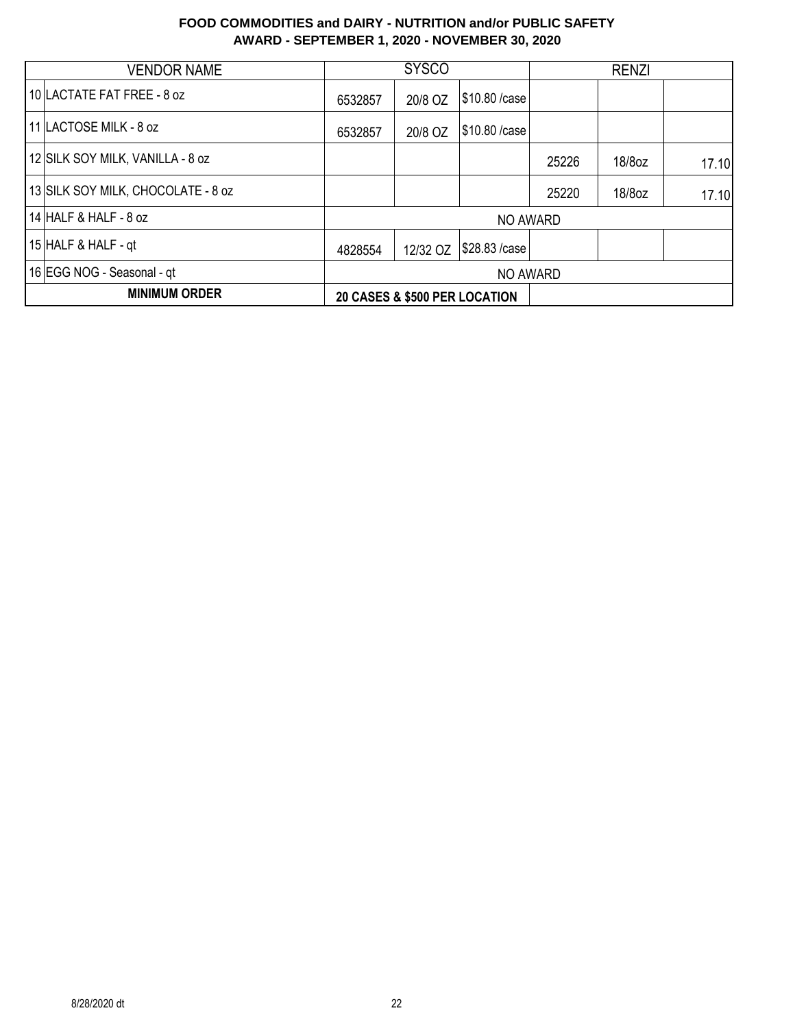**FOOD COMMODITIES and DAIRY - NUTRITION and/or PUBLIC SAFETY**
**AWARD - SEPTEMBER 1, 2020 - NOVEMBER 30, 2020**

| | VENDOR NAME | SYSCO | | | RENZI | | |
|---|---|---|---|---|---|---|---|
| 10 | LACTATE FAT FREE - 8 oz | 6532857 | 20/8 OZ | $10.80 /case | | | |
| 11 | LACTOSE MILK - 8 oz | 6532857 | 20/8 OZ | $10.80 /case | | | |
| 12 | SILK SOY MILK, VANILLA - 8 oz | | | | 25226 | 18/8oz | 17.10 |
| 13 | SILK SOY MILK, CHOCOLATE - 8 oz | | | | 25220 | 18/8oz | 17.10 |
| 14 | HALF & HALF - 8 oz | NO AWARD | | | | | |
| 15 | HALF & HALF - qt | 4828554 | 12/32 OZ | $28.83 /case | | | |
| 16 | EGG NOG - Seasonal - qt | NO AWARD | | | | | |
| | **MINIMUM ORDER** | **20 CASES & $500 PER LOCATION** | | | | | |

8/28/2020 dt